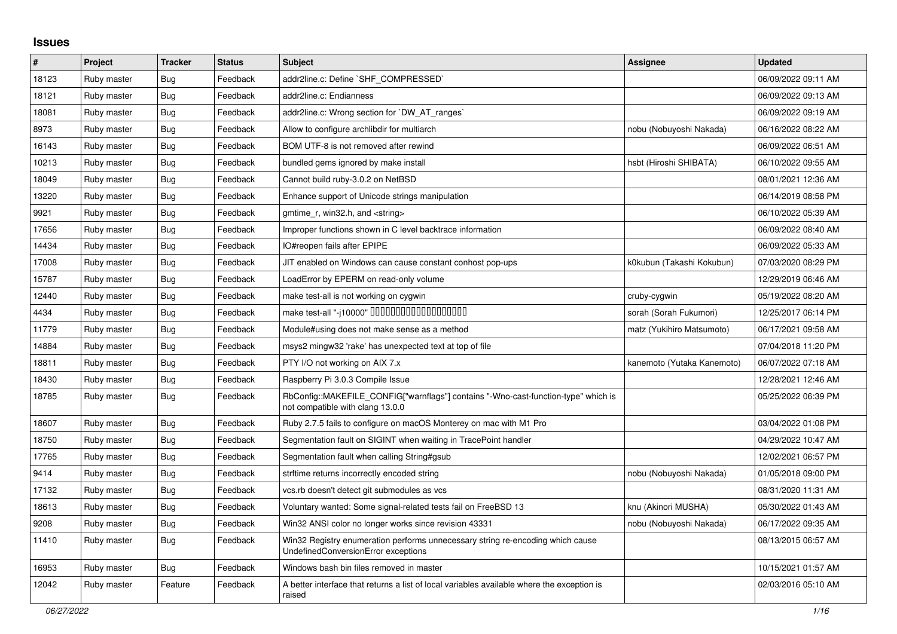## Issues

| # | Project | Tracker | Status | Subject | Assignee | Updated |
|---|---|---|---|---|---|---|
| 18123 | Ruby master | Bug | Feedback | addr2line.c: Define `SHF_COMPRESSED` | | 06/09/2022 09:11 AM |
| 18121 | Ruby master | Bug | Feedback | addr2line.c: Endianness | | 06/09/2022 09:13 AM |
| 18081 | Ruby master | Bug | Feedback | addr2line.c: Wrong section for `DW_AT_ranges` | | 06/09/2022 09:19 AM |
| 8973 | Ruby master | Bug | Feedback | Allow to configure archlibdir for multiarch | nobu (Nobuyoshi Nakada) | 06/16/2022 08:22 AM |
| 16143 | Ruby master | Bug | Feedback | BOM UTF-8 is not removed after rewind | | 06/09/2022 06:51 AM |
| 10213 | Ruby master | Bug | Feedback | bundled gems ignored by make install | hsbt (Hiroshi SHIBATA) | 06/10/2022 09:55 AM |
| 18049 | Ruby master | Bug | Feedback | Cannot build ruby-3.0.2 on NetBSD | | 08/01/2021 12:36 AM |
| 13220 | Ruby master | Bug | Feedback | Enhance support of Unicode strings manipulation | | 06/14/2019 08:58 PM |
| 9921 | Ruby master | Bug | Feedback | gmtime_r, win32.h, and <string> | | 06/10/2022 05:39 AM |
| 17656 | Ruby master | Bug | Feedback | Improper functions shown in C level backtrace information | | 06/09/2022 08:40 AM |
| 14434 | Ruby master | Bug | Feedback | IO#reopen fails after EPIPE | | 06/09/2022 05:33 AM |
| 17008 | Ruby master | Bug | Feedback | JIT enabled on Windows can cause constant conhost pop-ups | k0kubun (Takashi Kokubun) | 07/03/2020 08:29 PM |
| 15787 | Ruby master | Bug | Feedback | LoadError by EPERM on read-only volume | | 12/29/2019 06:46 AM |
| 12440 | Ruby master | Bug | Feedback | make test-all is not working on cygwin | cruby-cygwin | 05/19/2022 08:20 AM |
| 4434 | Ruby master | Bug | Feedback | make test-all "-j10000" □□□□□□□□□□□□□□□□□□□ | sorah (Sorah Fukumori) | 12/25/2017 06:14 PM |
| 11779 | Ruby master | Bug | Feedback | Module#using does not make sense as a method | matz (Yukihiro Matsumoto) | 06/17/2021 09:58 AM |
| 14884 | Ruby master | Bug | Feedback | msys2 mingw32 'rake' has unexpected text at top of file | | 07/04/2018 11:20 PM |
| 18811 | Ruby master | Bug | Feedback | PTY I/O not working on AIX 7.x | kanemoto (Yutaka Kanemoto) | 06/07/2022 07:18 AM |
| 18430 | Ruby master | Bug | Feedback | Raspberry Pi 3.0.3 Compile Issue | | 12/28/2021 12:46 AM |
| 18785 | Ruby master | Bug | Feedback | RbConfig::MAKEFILE_CONFIG["warnflags"] contains "-Wno-cast-function-type" which is not compatible with clang 13.0.0 | | 05/25/2022 06:39 PM |
| 18607 | Ruby master | Bug | Feedback | Ruby 2.7.5 fails to configure on macOS Monterey on mac with M1 Pro | | 03/04/2022 01:08 PM |
| 18750 | Ruby master | Bug | Feedback | Segmentation fault on SIGINT when waiting in TracePoint handler | | 04/29/2022 10:47 AM |
| 17765 | Ruby master | Bug | Feedback | Segmentation fault when calling String#gsub | | 12/02/2021 06:57 PM |
| 9414 | Ruby master | Bug | Feedback | strftime returns incorrectly encoded string | nobu (Nobuyoshi Nakada) | 01/05/2018 09:00 PM |
| 17132 | Ruby master | Bug | Feedback | vcs.rb doesn't detect git submodules as vcs | | 08/31/2020 11:31 AM |
| 18613 | Ruby master | Bug | Feedback | Voluntary wanted: Some signal-related tests fail on FreeBSD 13 | knu (Akinori MUSHA) | 05/30/2022 01:43 AM |
| 9208 | Ruby master | Bug | Feedback | Win32 ANSI color no longer works since revision 43331 | nobu (Nobuyoshi Nakada) | 06/17/2022 09:35 AM |
| 11410 | Ruby master | Bug | Feedback | Win32 Registry enumeration performs unnecessary string re-encoding which cause UndefinedConversionError exceptions | | 08/13/2015 06:57 AM |
| 16953 | Ruby master | Bug | Feedback | Windows bash bin files removed in master | | 10/15/2021 01:57 AM |
| 12042 | Ruby master | Feature | Feedback | A better interface that returns a list of local variables available where the exception is raised | | 02/03/2016 05:10 AM |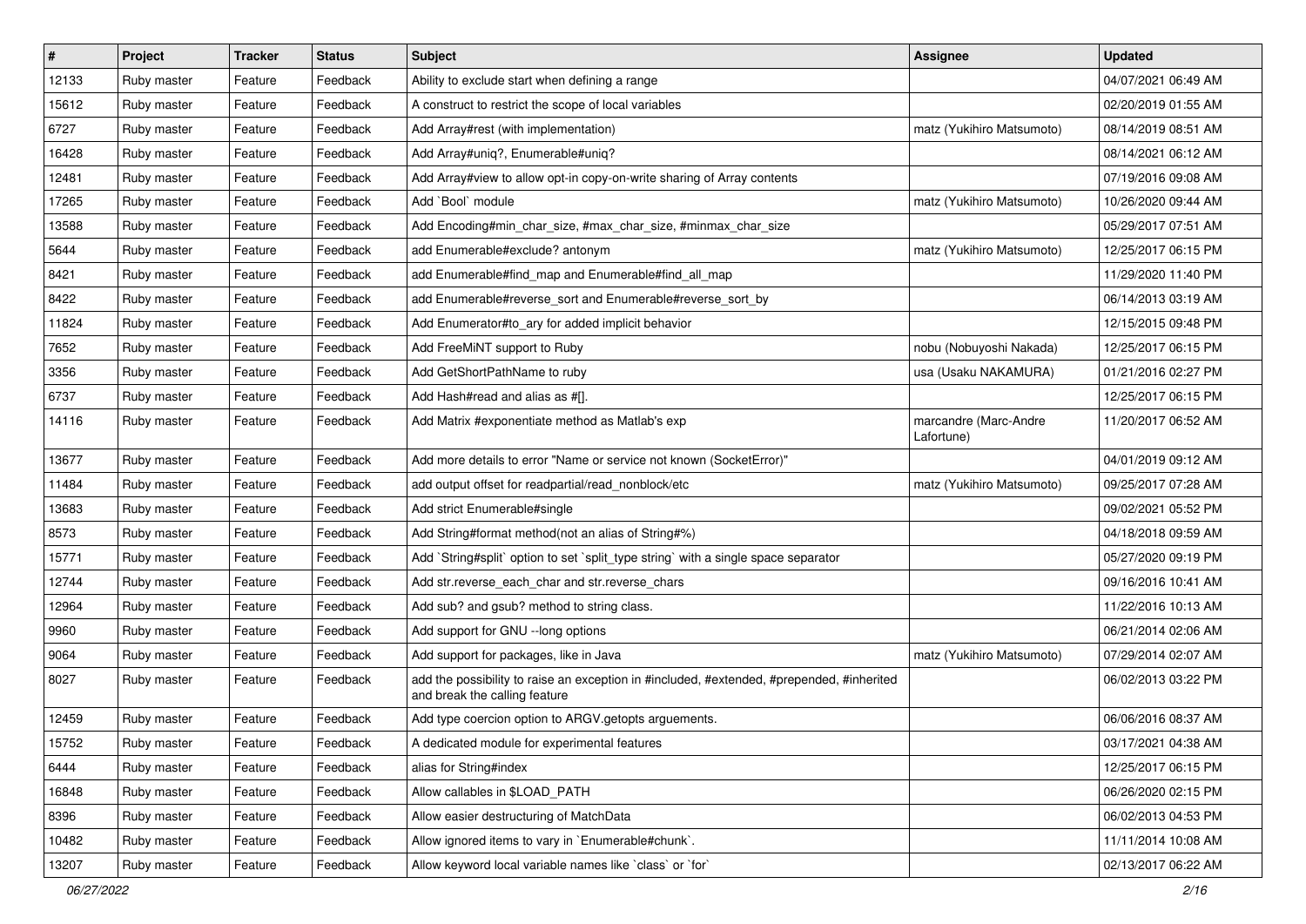| # | Project | Tracker | Status | Subject | Assignee | Updated |
|---|---|---|---|---|---|---|
| 12133 | Ruby master | Feature | Feedback | Ability to exclude start when defining a range | | 04/07/2021 06:49 AM |
| 15612 | Ruby master | Feature | Feedback | A construct to restrict the scope of local variables | | 02/20/2019 01:55 AM |
| 6727 | Ruby master | Feature | Feedback | Add Array#rest (with implementation) | matz (Yukihiro Matsumoto) | 08/14/2019 08:51 AM |
| 16428 | Ruby master | Feature | Feedback | Add Array#uniq?, Enumerable#uniq? | | 08/14/2021 06:12 AM |
| 12481 | Ruby master | Feature | Feedback | Add Array#view to allow opt-in copy-on-write sharing of Array contents | | 07/19/2016 09:08 AM |
| 17265 | Ruby master | Feature | Feedback | Add `Bool` module | matz (Yukihiro Matsumoto) | 10/26/2020 09:44 AM |
| 13588 | Ruby master | Feature | Feedback | Add Encoding#min_char_size, #max_char_size, #minmax_char_size | | 05/29/2017 07:51 AM |
| 5644 | Ruby master | Feature | Feedback | add Enumerable#exclude? antonym | matz (Yukihiro Matsumoto) | 12/25/2017 06:15 PM |
| 8421 | Ruby master | Feature | Feedback | add Enumerable#find_map and Enumerable#find_all_map | | 11/29/2020 11:40 PM |
| 8422 | Ruby master | Feature | Feedback | add Enumerable#reverse_sort and Enumerable#reverse_sort_by | | 06/14/2013 03:19 AM |
| 11824 | Ruby master | Feature | Feedback | Add Enumerator#to_ary for added implicit behavior | | 12/15/2015 09:48 PM |
| 7652 | Ruby master | Feature | Feedback | Add FreeMiNT support to Ruby | nobu (Nobuyoshi Nakada) | 12/25/2017 06:15 PM |
| 3356 | Ruby master | Feature | Feedback | Add GetShortPathName to ruby | usa (Usaku NAKAMURA) | 01/21/2016 02:27 PM |
| 6737 | Ruby master | Feature | Feedback | Add Hash#read and alias as #[]. | | 12/25/2017 06:15 PM |
| 14116 | Ruby master | Feature | Feedback | Add Matrix #exponentiate method as Matlab's exp | marcandre (Marc-Andre Lafortune) | 11/20/2017 06:52 AM |
| 13677 | Ruby master | Feature | Feedback | Add more details to error "Name or service not known (SocketError)" | | 04/01/2019 09:12 AM |
| 11484 | Ruby master | Feature | Feedback | add output offset for readpartial/read_nonblock/etc | matz (Yukihiro Matsumoto) | 09/25/2017 07:28 AM |
| 13683 | Ruby master | Feature | Feedback | Add strict Enumerable#single | | 09/02/2021 05:52 PM |
| 8573 | Ruby master | Feature | Feedback | Add String#format method(not an alias of String#%) | | 04/18/2018 09:59 AM |
| 15771 | Ruby master | Feature | Feedback | Add `String#split` option to set `split_type string` with a single space separator | | 05/27/2020 09:19 PM |
| 12744 | Ruby master | Feature | Feedback | Add str.reverse_each_char and str.reverse_chars | | 09/16/2016 10:41 AM |
| 12964 | Ruby master | Feature | Feedback | Add sub? and gsub? method to string class. | | 11/22/2016 10:13 AM |
| 9960 | Ruby master | Feature | Feedback | Add support for GNU --long options | | 06/21/2014 02:06 AM |
| 9064 | Ruby master | Feature | Feedback | Add support for packages, like in Java | matz (Yukihiro Matsumoto) | 07/29/2014 02:07 AM |
| 8027 | Ruby master | Feature | Feedback | add the possibility to raise an exception in #included, #extended, #prepended, #inherited and break the calling feature | | 06/02/2013 03:22 PM |
| 12459 | Ruby master | Feature | Feedback | Add type coercion option to ARGV.getopts arguements. | | 06/06/2016 08:37 AM |
| 15752 | Ruby master | Feature | Feedback | A dedicated module for experimental features | | 03/17/2021 04:38 AM |
| 6444 | Ruby master | Feature | Feedback | alias for String#index | | 12/25/2017 06:15 PM |
| 16848 | Ruby master | Feature | Feedback | Allow callables in $LOAD_PATH | | 06/26/2020 02:15 PM |
| 8396 | Ruby master | Feature | Feedback | Allow easier destructuring of MatchData | | 06/02/2013 04:53 PM |
| 10482 | Ruby master | Feature | Feedback | Allow ignored items to vary in `Enumerable#chunk`. | | 11/11/2014 10:08 AM |
| 13207 | Ruby master | Feature | Feedback | Allow keyword local variable names like `class` or `for` | | 02/13/2017 06:22 AM |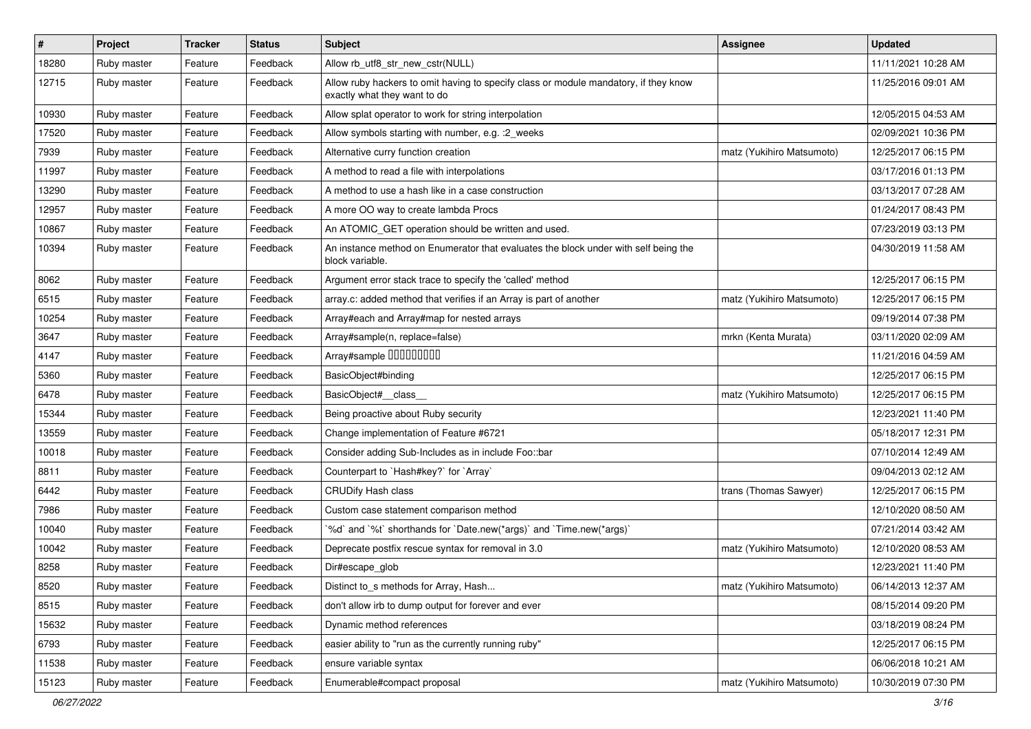| # | Project | Tracker | Status | Subject | Assignee | Updated |
|---|---|---|---|---|---|---|
| 18280 | Ruby master | Feature | Feedback | Allow rb_utf8_str_new_cstr(NULL) | | 11/11/2021 10:28 AM |
| 12715 | Ruby master | Feature | Feedback | Allow ruby hackers to omit having to specify class or module mandatory, if they know exactly what they want to do | | 11/25/2016 09:01 AM |
| 10930 | Ruby master | Feature | Feedback | Allow splat operator to work for string interpolation | | 12/05/2015 04:53 AM |
| 17520 | Ruby master | Feature | Feedback | Allow symbols starting with number, e.g. :2_weeks | | 02/09/2021 10:36 PM |
| 7939 | Ruby master | Feature | Feedback | Alternative curry function creation | matz (Yukihiro Matsumoto) | 12/25/2017 06:15 PM |
| 11997 | Ruby master | Feature | Feedback | A method to read a file with interpolations | | 03/17/2016 01:13 PM |
| 13290 | Ruby master | Feature | Feedback | A method to use a hash like in a case construction | | 03/13/2017 07:28 AM |
| 12957 | Ruby master | Feature | Feedback | A more OO way to create lambda Procs | | 01/24/2017 08:43 PM |
| 10867 | Ruby master | Feature | Feedback | An ATOMIC_GET operation should be written and used. | | 07/23/2019 03:13 PM |
| 10394 | Ruby master | Feature | Feedback | An instance method on Enumerator that evaluates the block under with self being the block variable. | | 04/30/2019 11:58 AM |
| 8062 | Ruby master | Feature | Feedback | Argument error stack trace to specify the 'called' method | | 12/25/2017 06:15 PM |
| 6515 | Ruby master | Feature | Feedback | array.c: added method that verifies if an Array is part of another | matz (Yukihiro Matsumoto) | 12/25/2017 06:15 PM |
| 10254 | Ruby master | Feature | Feedback | Array#each and Array#map for nested arrays | | 09/19/2014 07:38 PM |
| 3647 | Ruby master | Feature | Feedback | Array#sample(n, replace=false) | mrkn (Kenta Murata) | 03/11/2020 02:09 AM |
| 4147 | Ruby master | Feature | Feedback | Array#sample ��������� | | 11/21/2016 04:59 AM |
| 5360 | Ruby master | Feature | Feedback | BasicObject#binding | | 12/25/2017 06:15 PM |
| 6478 | Ruby master | Feature | Feedback | BasicObject#__class__ | matz (Yukihiro Matsumoto) | 12/25/2017 06:15 PM |
| 15344 | Ruby master | Feature | Feedback | Being proactive about Ruby security | | 12/23/2021 11:40 PM |
| 13559 | Ruby master | Feature | Feedback | Change implementation of Feature #6721 | | 05/18/2017 12:31 PM |
| 10018 | Ruby master | Feature | Feedback | Consider adding Sub-Includes as in include Foo::bar | | 07/10/2014 12:49 AM |
| 8811 | Ruby master | Feature | Feedback | Counterpart to `Hash#key?` for `Array` | | 09/04/2013 02:12 AM |
| 6442 | Ruby master | Feature | Feedback | CRUDify Hash class | trans (Thomas Sawyer) | 12/25/2017 06:15 PM |
| 7986 | Ruby master | Feature | Feedback | Custom case statement comparison method | | 12/10/2020 08:50 AM |
| 10040 | Ruby master | Feature | Feedback | `%d` and `%t` shorthands for `Date.new(*args)` and `Time.new(*args)` | | 07/21/2014 03:42 AM |
| 10042 | Ruby master | Feature | Feedback | Deprecate postfix rescue syntax for removal in 3.0 | matz (Yukihiro Matsumoto) | 12/10/2020 08:53 AM |
| 8258 | Ruby master | Feature | Feedback | Dir#escape_glob | | 12/23/2021 11:40 PM |
| 8520 | Ruby master | Feature | Feedback | Distinct to_s methods for Array, Hash... | matz (Yukihiro Matsumoto) | 06/14/2013 12:37 AM |
| 8515 | Ruby master | Feature | Feedback | don't allow irb to dump output for forever and ever | | 08/15/2014 09:20 PM |
| 15632 | Ruby master | Feature | Feedback | Dynamic method references | | 03/18/2019 08:24 PM |
| 6793 | Ruby master | Feature | Feedback | easier ability to "run as the currently running ruby" | | 12/25/2017 06:15 PM |
| 11538 | Ruby master | Feature | Feedback | ensure variable syntax | | 06/06/2018 10:21 AM |
| 15123 | Ruby master | Feature | Feedback | Enumerable#compact proposal | matz (Yukihiro Matsumoto) | 10/30/2019 07:30 PM |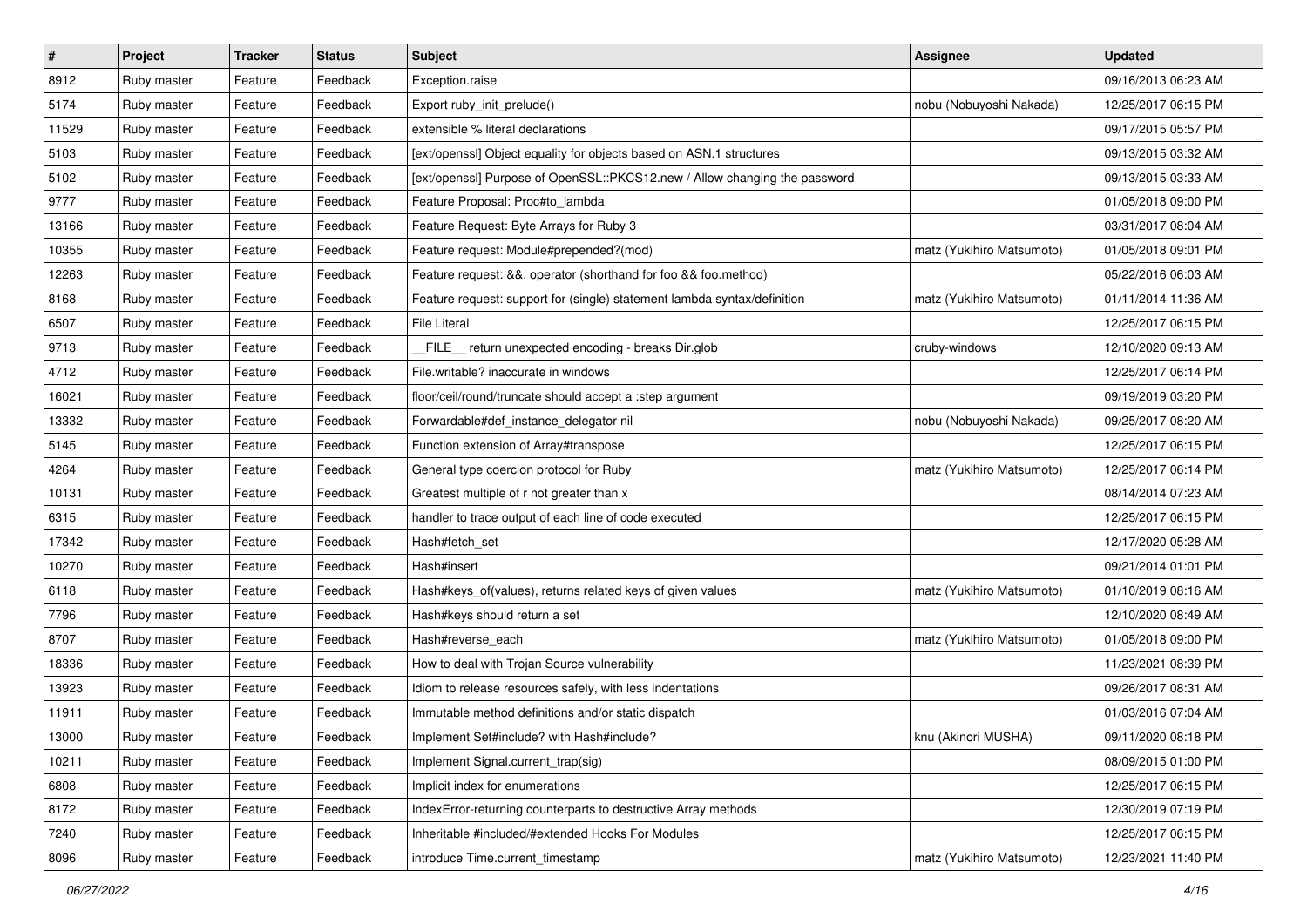| # | Project | Tracker | Status | Subject | Assignee | Updated |
|---|---|---|---|---|---|---|
| 8912 | Ruby master | Feature | Feedback | Exception.raise | | 09/16/2013 06:23 AM |
| 5174 | Ruby master | Feature | Feedback | Export ruby_init_prelude() | nobu (Nobuyoshi Nakada) | 12/25/2017 06:15 PM |
| 11529 | Ruby master | Feature | Feedback | extensible % literal declarations | | 09/17/2015 05:57 PM |
| 5103 | Ruby master | Feature | Feedback | [ext/openssl] Object equality for objects based on ASN.1 structures | | 09/13/2015 03:32 AM |
| 5102 | Ruby master | Feature | Feedback | [ext/openssl] Purpose of OpenSSL::PKCS12.new / Allow changing the password | | 09/13/2015 03:33 AM |
| 9777 | Ruby master | Feature | Feedback | Feature Proposal: Proc#to_lambda | | 01/05/2018 09:00 PM |
| 13166 | Ruby master | Feature | Feedback | Feature Request: Byte Arrays for Ruby 3 | | 03/31/2017 08:04 AM |
| 10355 | Ruby master | Feature | Feedback | Feature request: Module#prepended?(mod) | matz (Yukihiro Matsumoto) | 01/05/2018 09:01 PM |
| 12263 | Ruby master | Feature | Feedback | Feature request: &&. operator (shorthand for foo && foo.method) | | 05/22/2016 06:03 AM |
| 8168 | Ruby master | Feature | Feedback | Feature request: support for (single) statement lambda syntax/definition | matz (Yukihiro Matsumoto) | 01/11/2014 11:36 AM |
| 6507 | Ruby master | Feature | Feedback | File Literal | | 12/25/2017 06:15 PM |
| 9713 | Ruby master | Feature | Feedback | __FILE__ return unexpected encoding - breaks Dir.glob | cruby-windows | 12/10/2020 09:13 AM |
| 4712 | Ruby master | Feature | Feedback | File.writable? inaccurate in windows | | 12/25/2017 06:14 PM |
| 16021 | Ruby master | Feature | Feedback | floor/ceil/round/truncate should accept a :step argument | | 09/19/2019 03:20 PM |
| 13332 | Ruby master | Feature | Feedback | Forwardable#def_instance_delegator nil | nobu (Nobuyoshi Nakada) | 09/25/2017 08:20 AM |
| 5145 | Ruby master | Feature | Feedback | Function extension of Array#transpose | | 12/25/2017 06:15 PM |
| 4264 | Ruby master | Feature | Feedback | General type coercion protocol for Ruby | matz (Yukihiro Matsumoto) | 12/25/2017 06:14 PM |
| 10131 | Ruby master | Feature | Feedback | Greatest multiple of r not greater than x | | 08/14/2014 07:23 AM |
| 6315 | Ruby master | Feature | Feedback | handler to trace output of each line of code executed | | 12/25/2017 06:15 PM |
| 17342 | Ruby master | Feature | Feedback | Hash#fetch_set | | 12/17/2020 05:28 AM |
| 10270 | Ruby master | Feature | Feedback | Hash#insert | | 09/21/2014 01:01 PM |
| 6118 | Ruby master | Feature | Feedback | Hash#keys_of(values), returns related keys of given values | matz (Yukihiro Matsumoto) | 01/10/2019 08:16 AM |
| 7796 | Ruby master | Feature | Feedback | Hash#keys should return a set | | 12/10/2020 08:49 AM |
| 8707 | Ruby master | Feature | Feedback | Hash#reverse_each | matz (Yukihiro Matsumoto) | 01/05/2018 09:00 PM |
| 18336 | Ruby master | Feature | Feedback | How to deal with Trojan Source vulnerability | | 11/23/2021 08:39 PM |
| 13923 | Ruby master | Feature | Feedback | Idiom to release resources safely, with less indentations | | 09/26/2017 08:31 AM |
| 11911 | Ruby master | Feature | Feedback | Immutable method definitions and/or static dispatch | | 01/03/2016 07:04 AM |
| 13000 | Ruby master | Feature | Feedback | Implement Set#include? with Hash#include? | knu (Akinori MUSHA) | 09/11/2020 08:18 PM |
| 10211 | Ruby master | Feature | Feedback | Implement Signal.current_trap(sig) | | 08/09/2015 01:00 PM |
| 6808 | Ruby master | Feature | Feedback | Implicit index for enumerations | | 12/25/2017 06:15 PM |
| 8172 | Ruby master | Feature | Feedback | IndexError-returning counterparts to destructive Array methods | | 12/30/2019 07:19 PM |
| 7240 | Ruby master | Feature | Feedback | Inheritable #included/#extended Hooks For Modules | | 12/25/2017 06:15 PM |
| 8096 | Ruby master | Feature | Feedback | introduce Time.current_timestamp | matz (Yukihiro Matsumoto) | 12/23/2021 11:40 PM |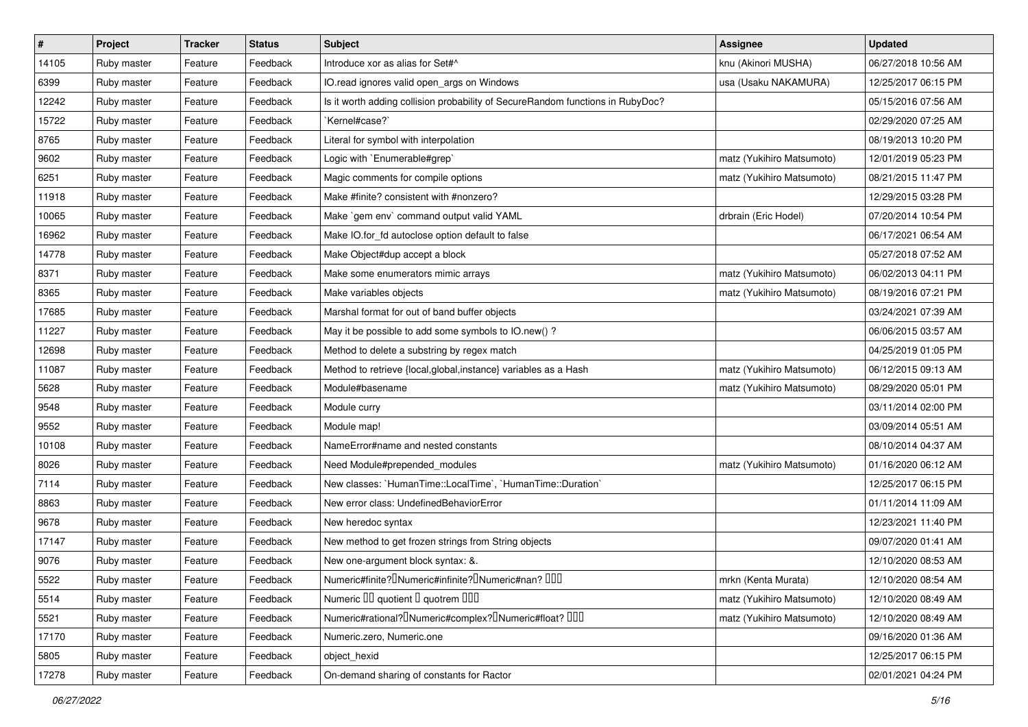| # | Project | Tracker | Status | Subject | Assignee | Updated |
|---|---|---|---|---|---|---|
| 14105 | Ruby master | Feature | Feedback | Introduce xor as alias for Set#^ | knu (Akinori MUSHA) | 06/27/2018 10:56 AM |
| 6399 | Ruby master | Feature | Feedback | IO.read ignores valid open_args on Windows | usa (Usaku NAKAMURA) | 12/25/2017 06:15 PM |
| 12242 | Ruby master | Feature | Feedback | Is it worth adding collision probability of SecureRandom functions in RubyDoc? | | 05/15/2016 07:56 AM |
| 15722 | Ruby master | Feature | Feedback | `Kernel#case?` | | 02/29/2020 07:25 AM |
| 8765 | Ruby master | Feature | Feedback | Literal for symbol with interpolation | | 08/19/2013 10:20 PM |
| 9602 | Ruby master | Feature | Feedback | Logic with `Enumerable#grep` | matz (Yukihiro Matsumoto) | 12/01/2019 05:23 PM |
| 6251 | Ruby master | Feature | Feedback | Magic comments for compile options | matz (Yukihiro Matsumoto) | 08/21/2015 11:47 PM |
| 11918 | Ruby master | Feature | Feedback | Make #finite? consistent with #nonzero? | | 12/29/2015 03:28 PM |
| 10065 | Ruby master | Feature | Feedback | Make `gem env` command output valid YAML | drbrain (Eric Hodel) | 07/20/2014 10:54 PM |
| 16962 | Ruby master | Feature | Feedback | Make IO.for_fd autoclose option default to false | | 06/17/2021 06:54 AM |
| 14778 | Ruby master | Feature | Feedback | Make Object#dup accept a block | | 05/27/2018 07:52 AM |
| 8371 | Ruby master | Feature | Feedback | Make some enumerators mimic arrays | matz (Yukihiro Matsumoto) | 06/02/2013 04:11 PM |
| 8365 | Ruby master | Feature | Feedback | Make variables objects | matz (Yukihiro Matsumoto) | 08/19/2016 07:21 PM |
| 17685 | Ruby master | Feature | Feedback | Marshal format for out of band buffer objects | | 03/24/2021 07:39 AM |
| 11227 | Ruby master | Feature | Feedback | May it be possible to add some symbols to IO.new() ? | | 06/06/2015 03:57 AM |
| 12698 | Ruby master | Feature | Feedback | Method to delete a substring by regex match | | 04/25/2019 01:05 PM |
| 11087 | Ruby master | Feature | Feedback | Method to retrieve {local,global,instance} variables as a Hash | matz (Yukihiro Matsumoto) | 06/12/2015 09:13 AM |
| 5628 | Ruby master | Feature | Feedback | Module#basename | matz (Yukihiro Matsumoto) | 08/29/2020 05:01 PM |
| 9548 | Ruby master | Feature | Feedback | Module curry | | 03/11/2014 02:00 PM |
| 9552 | Ruby master | Feature | Feedback | Module map! | | 03/09/2014 05:51 AM |
| 10108 | Ruby master | Feature | Feedback | NameError#name and nested constants | | 08/10/2014 04:37 AM |
| 8026 | Ruby master | Feature | Feedback | Need Module#prepended_modules | matz (Yukihiro Matsumoto) | 01/16/2020 06:12 AM |
| 7114 | Ruby master | Feature | Feedback | New classes: `HumanTime::LocalTime`, `HumanTime::Duration` | | 12/25/2017 06:15 PM |
| 8863 | Ruby master | Feature | Feedback | New error class: UndefinedBehaviorError | | 01/11/2014 11:09 AM |
| 9678 | Ruby master | Feature | Feedback | New heredoc syntax | | 12/23/2021 11:40 PM |
| 17147 | Ruby master | Feature | Feedback | New method to get frozen strings from String objects | | 09/07/2020 01:41 AM |
| 9076 | Ruby master | Feature | Feedback | New one-argument block syntax: &. | | 12/10/2020 08:53 AM |
| 5522 | Ruby master | Feature | Feedback | Numeric#finite?�Numeric#infinite?�Numeric#nan? ��� | mrkn (Kenta Murata) | 12/10/2020 08:54 AM |
| 5514 | Ruby master | Feature | Feedback | Numeric �� quotient � quotrem ��� | matz (Yukihiro Matsumoto) | 12/10/2020 08:49 AM |
| 5521 | Ruby master | Feature | Feedback | Numeric#rational?�Numeric#complex?�Numeric#float? ��� | matz (Yukihiro Matsumoto) | 12/10/2020 08:49 AM |
| 17170 | Ruby master | Feature | Feedback | Numeric.zero, Numeric.one | | 09/16/2020 01:36 AM |
| 5805 | Ruby master | Feature | Feedback | object_hexid | | 12/25/2017 06:15 PM |
| 17278 | Ruby master | Feature | Feedback | On-demand sharing of constants for Ractor | | 02/01/2021 04:24 PM |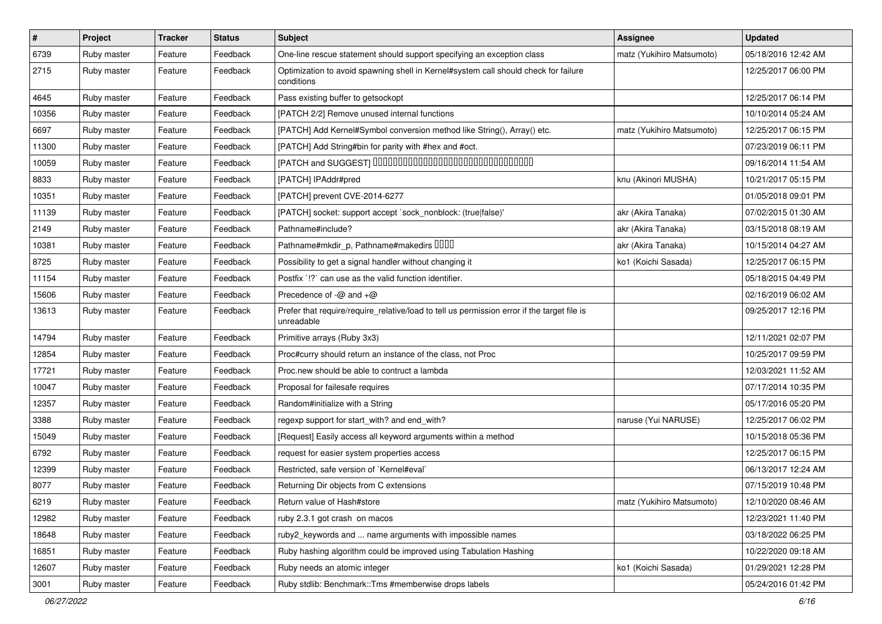| # | Project | Tracker | Status | Subject | Assignee | Updated |
|---|---|---|---|---|---|---|
| 6739 | Ruby master | Feature | Feedback | One-line rescue statement should support specifying an exception class | matz (Yukihiro Matsumoto) | 05/18/2016 12:42 AM |
| 2715 | Ruby master | Feature | Feedback | Optimization to avoid spawning shell in Kernel#system call should check for failure conditions | | 12/25/2017 06:00 PM |
| 4645 | Ruby master | Feature | Feedback | Pass existing buffer to getsockopt | | 12/25/2017 06:14 PM |
| 10356 | Ruby master | Feature | Feedback | [PATCH 2/2] Remove unused internal functions | | 10/10/2014 05:24 AM |
| 6697 | Ruby master | Feature | Feedback | [PATCH] Add Kernel#Symbol conversion method like String(), Array() etc. | matz (Yukihiro Matsumoto) | 12/25/2017 06:15 PM |
| 11300 | Ruby master | Feature | Feedback | [PATCH] Add String#bin for parity with #hex and #oct. | | 07/23/2019 06:11 PM |
| 10059 | Ruby master | Feature | Feedback | [PATCH and SUGGEST] ���������������������������������� | | 09/16/2014 11:54 AM |
| 8833 | Ruby master | Feature | Feedback | [PATCH] IPAddr#pred | knu (Akinori MUSHA) | 10/21/2017 05:15 PM |
| 10351 | Ruby master | Feature | Feedback | [PATCH] prevent CVE-2014-6277 | | 01/05/2018 09:01 PM |
| 11139 | Ruby master | Feature | Feedback | [PATCH] socket: support accept `sock_nonblock: (true\|false)' | akr (Akira Tanaka) | 07/02/2015 01:30 AM |
| 2149 | Ruby master | Feature | Feedback | Pathname#include? | akr (Akira Tanaka) | 03/15/2018 08:19 AM |
| 10381 | Ruby master | Feature | Feedback | Pathname#mkdir_p, Pathname#makedirs ���� | akr (Akira Tanaka) | 10/15/2014 04:27 AM |
| 8725 | Ruby master | Feature | Feedback | Possibility to get a signal handler without changing it | ko1 (Koichi Sasada) | 12/25/2017 06:15 PM |
| 11154 | Ruby master | Feature | Feedback | Postfix `!?` can use as the valid function identifier. | | 05/18/2015 04:49 PM |
| 15606 | Ruby master | Feature | Feedback | Precedence of -@ and +@ | | 02/16/2019 06:02 AM |
| 13613 | Ruby master | Feature | Feedback | Prefer that require/require_relative/load to tell us permission error if the target file is unreadable | | 09/25/2017 12:16 PM |
| 14794 | Ruby master | Feature | Feedback | Primitive arrays (Ruby 3x3) | | 12/11/2021 02:07 PM |
| 12854 | Ruby master | Feature | Feedback | Proc#curry should return an instance of the class, not Proc | | 10/25/2017 09:59 PM |
| 17721 | Ruby master | Feature | Feedback | Proc.new should be able to contruct a lambda | | 12/03/2021 11:52 AM |
| 10047 | Ruby master | Feature | Feedback | Proposal for failesafe requires | | 07/17/2014 10:35 PM |
| 12357 | Ruby master | Feature | Feedback | Random#initialize with a String | | 05/17/2016 05:20 PM |
| 3388 | Ruby master | Feature | Feedback | regexp support for start_with? and end_with? | naruse (Yui NARUSE) | 12/25/2017 06:02 PM |
| 15049 | Ruby master | Feature | Feedback | [Request] Easily access all keyword arguments within a method | | 10/15/2018 05:36 PM |
| 6792 | Ruby master | Feature | Feedback | request for easier system properties access | | 12/25/2017 06:15 PM |
| 12399 | Ruby master | Feature | Feedback | Restricted, safe version of `Kernel#eval` | | 06/13/2017 12:24 AM |
| 8077 | Ruby master | Feature | Feedback | Returning Dir objects from C extensions | | 07/15/2019 10:48 PM |
| 6219 | Ruby master | Feature | Feedback | Return value of Hash#store | matz (Yukihiro Matsumoto) | 12/10/2020 08:46 AM |
| 12982 | Ruby master | Feature | Feedback | ruby 2.3.1 got crash on macos | | 12/23/2021 11:40 PM |
| 18648 | Ruby master | Feature | Feedback | ruby2_keywords and ... name arguments with impossible names | | 03/18/2022 06:25 PM |
| 16851 | Ruby master | Feature | Feedback | Ruby hashing algorithm could be improved using Tabulation Hashing | | 10/22/2020 09:18 AM |
| 12607 | Ruby master | Feature | Feedback | Ruby needs an atomic integer | ko1 (Koichi Sasada) | 01/29/2021 12:28 PM |
| 3001 | Ruby master | Feature | Feedback | Ruby stdlib: Benchmark::Tms #memberwise drops labels | | 05/24/2016 01:42 PM |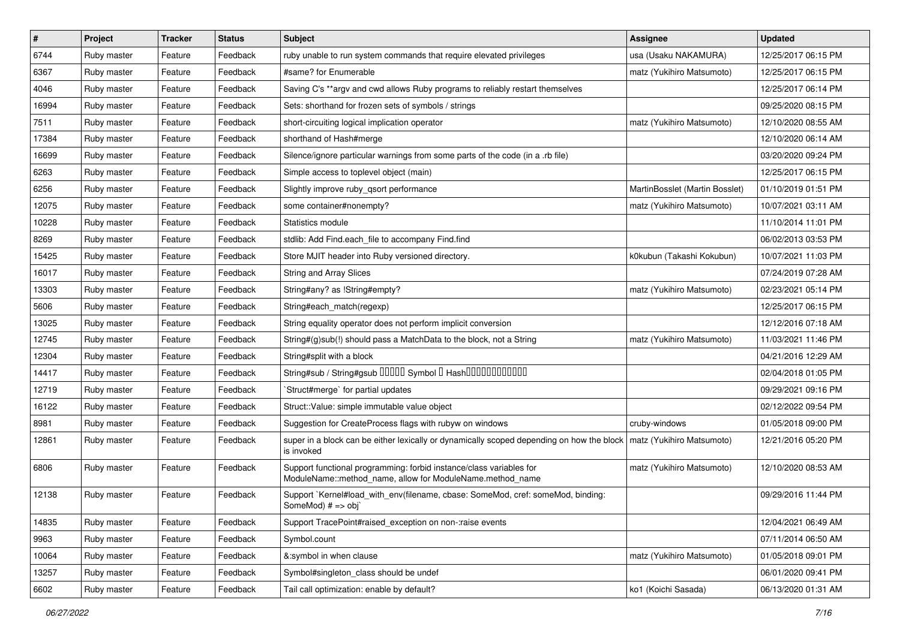| # | Project | Tracker | Status | Subject | Assignee | Updated |
|---|---|---|---|---|---|---|
| 6744 | Ruby master | Feature | Feedback | ruby unable to run system commands that require elevated privileges | usa (Usaku NAKAMURA) | 12/25/2017 06:15 PM |
| 6367 | Ruby master | Feature | Feedback | #same? for Enumerable | matz (Yukihiro Matsumoto) | 12/25/2017 06:15 PM |
| 4046 | Ruby master | Feature | Feedback | Saving C's **argv and cwd allows Ruby programs to reliably restart themselves | | 12/25/2017 06:14 PM |
| 16994 | Ruby master | Feature | Feedback | Sets: shorthand for frozen sets of symbols / strings | | 09/25/2020 08:15 PM |
| 7511 | Ruby master | Feature | Feedback | short-circuiting logical implication operator | matz (Yukihiro Matsumoto) | 12/10/2020 08:55 AM |
| 17384 | Ruby master | Feature | Feedback | shorthand of Hash#merge | | 12/10/2020 06:14 AM |
| 16699 | Ruby master | Feature | Feedback | Silence/ignore particular warnings from some parts of the code (in a .rb file) | | 03/20/2020 09:24 PM |
| 6263 | Ruby master | Feature | Feedback | Simple access to toplevel object (main) | | 12/25/2017 06:15 PM |
| 6256 | Ruby master | Feature | Feedback | Slightly improve ruby_qsort performance | MartinBosslet (Martin Bosslet) | 01/10/2019 01:51 PM |
| 12075 | Ruby master | Feature | Feedback | some container#nonempty? | matz (Yukihiro Matsumoto) | 10/07/2021 03:11 AM |
| 10228 | Ruby master | Feature | Feedback | Statistics module | | 11/10/2014 11:01 PM |
| 8269 | Ruby master | Feature | Feedback | stdlib: Add Find.each_file to accompany Find.find | | 06/02/2013 03:53 PM |
| 15425 | Ruby master | Feature | Feedback | Store MJIT header into Ruby versioned directory. | k0kubun (Takashi Kokubun) | 10/07/2021 11:03 PM |
| 16017 | Ruby master | Feature | Feedback | String and Array Slices | | 07/24/2019 07:28 AM |
| 13303 | Ruby master | Feature | Feedback | String#any? as !String#empty? | matz (Yukihiro Matsumoto) | 02/23/2021 05:14 PM |
| 5606 | Ruby master | Feature | Feedback | String#each_match(regexp) | | 12/25/2017 06:15 PM |
| 13025 | Ruby master | Feature | Feedback | String equality operator does not perform implicit conversion | | 12/12/2016 07:18 AM |
| 12745 | Ruby master | Feature | Feedback | String#(g)sub(!) should pass a MatchData to the block, not a String | matz (Yukihiro Matsumoto) | 11/03/2021 11:46 PM |
| 12304 | Ruby master | Feature | Feedback | String#split with a block | | 04/21/2016 12:29 AM |
| 14417 | Ruby master | Feature | Feedback | String#sub / String#gsub ����� Symbol � Hash������������ | | 02/04/2018 01:05 PM |
| 12719 | Ruby master | Feature | Feedback | `Struct#merge` for partial updates | | 09/29/2021 09:16 PM |
| 16122 | Ruby master | Feature | Feedback | Struct::Value: simple immutable value object | | 02/12/2022 09:54 PM |
| 8981 | Ruby master | Feature | Feedback | Suggestion for CreateProcess flags with rubyw on windows | cruby-windows | 01/05/2018 09:00 PM |
| 12861 | Ruby master | Feature | Feedback | super in a block can be either lexically or dynamically scoped depending on how the block is invoked | matz (Yukihiro Matsumoto) | 12/21/2016 05:20 PM |
| 6806 | Ruby master | Feature | Feedback | Support functional programming: forbid instance/class variables for ModuleName::method_name, allow for ModuleName.method_name | matz (Yukihiro Matsumoto) | 12/10/2020 08:53 AM |
| 12138 | Ruby master | Feature | Feedback | Support `Kernel#load_with_env(filename, cbase: SomeMod, cref: someMod, binding: SomeMod) # => obj` | | 09/29/2016 11:44 PM |
| 14835 | Ruby master | Feature | Feedback | Support TracePoint#raised_exception on non-:raise events | | 12/04/2021 06:49 AM |
| 9963 | Ruby master | Feature | Feedback | Symbol.count | | 07/11/2014 06:50 AM |
| 10064 | Ruby master | Feature | Feedback | &:symbol in when clause | matz (Yukihiro Matsumoto) | 01/05/2018 09:01 PM |
| 13257 | Ruby master | Feature | Feedback | Symbol#singleton_class should be undef | | 06/01/2020 09:41 PM |
| 6602 | Ruby master | Feature | Feedback | Tail call optimization: enable by default? | ko1 (Koichi Sasada) | 06/13/2020 01:31 AM |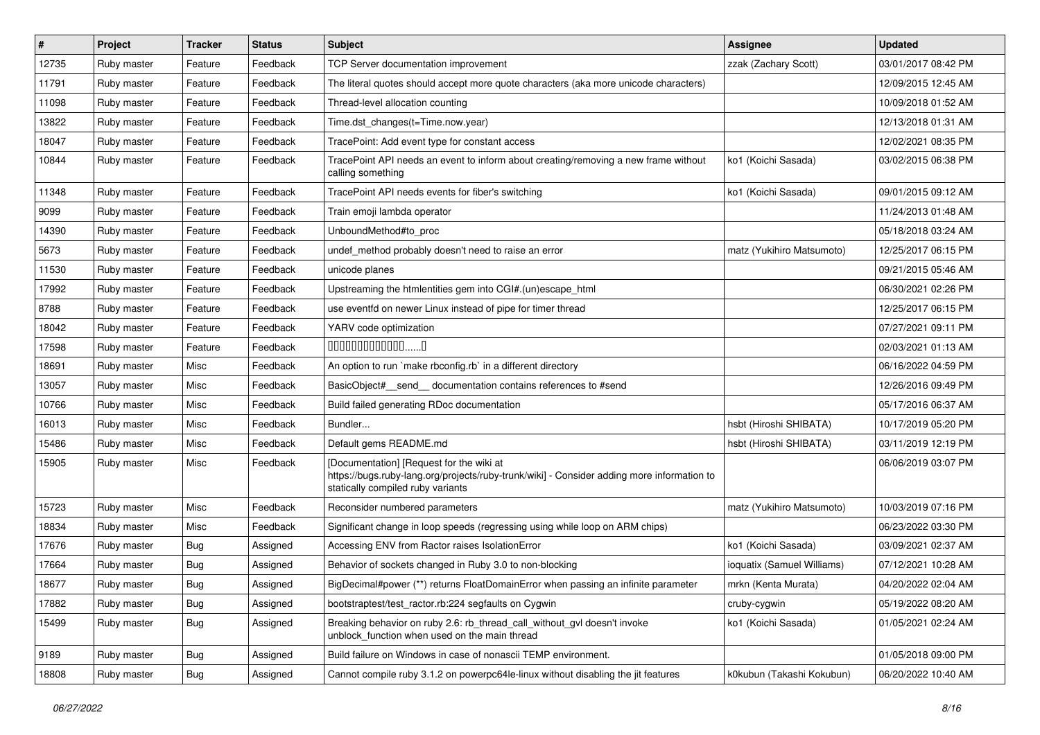| # | Project | Tracker | Status | Subject | Assignee | Updated |
| --- | --- | --- | --- | --- | --- | --- |
| 12735 | Ruby master | Feature | Feedback | TCP Server documentation improvement | zzak (Zachary Scott) | 03/01/2017 08:42 PM |
| 11791 | Ruby master | Feature | Feedback | The literal quotes should accept more quote characters (aka more unicode characters) | | 12/09/2015 12:45 AM |
| 11098 | Ruby master | Feature | Feedback | Thread-level allocation counting | | 10/09/2018 01:52 AM |
| 13822 | Ruby master | Feature | Feedback | Time.dst_changes(t=Time.now.year) | | 12/13/2018 01:31 AM |
| 18047 | Ruby master | Feature | Feedback | TracePoint: Add event type for constant access | | 12/02/2021 08:35 PM |
| 10844 | Ruby master | Feature | Feedback | TracePoint API needs an event to inform about creating/removing a new frame without calling something | ko1 (Koichi Sasada) | 03/02/2015 06:38 PM |
| 11348 | Ruby master | Feature | Feedback | TracePoint API needs events for fiber's switching | ko1 (Koichi Sasada) | 09/01/2015 09:12 AM |
| 9099 | Ruby master | Feature | Feedback | Train emoji lambda operator | | 11/24/2013 01:48 AM |
| 14390 | Ruby master | Feature | Feedback | UnboundMethod#to_proc | | 05/18/2018 03:24 AM |
| 5673 | Ruby master | Feature | Feedback | undef_method probably doesn't need to raise an error | matz (Yukihiro Matsumoto) | 12/25/2017 06:15 PM |
| 11530 | Ruby master | Feature | Feedback | unicode planes | | 09/21/2015 05:46 AM |
| 17992 | Ruby master | Feature | Feedback | Upstreaming the htmlentities gem into CGI#.(un)escape_html | | 06/30/2021 02:26 PM |
| 8788 | Ruby master | Feature | Feedback | use eventfd on newer Linux instead of pipe for timer thread | | 12/25/2017 06:15 PM |
| 18042 | Ruby master | Feature | Feedback | YARV code optimization | | 07/27/2021 09:11 PM |
| 17598 | Ruby master | Feature | Feedback | 0000000000000......0 | | 02/03/2021 01:13 AM |
| 18691 | Ruby master | Misc | Feedback | An option to run `make rbconfig.rb` in a different directory | | 06/16/2022 04:59 PM |
| 13057 | Ruby master | Misc | Feedback | BasicObject#__send__ documentation contains references to #send | | 12/26/2016 09:49 PM |
| 10766 | Ruby master | Misc | Feedback | Build failed generating RDoc documentation | | 05/17/2016 06:37 AM |
| 16013 | Ruby master | Misc | Feedback | Bundler... | hsbt (Hiroshi SHIBATA) | 10/17/2019 05:20 PM |
| 15486 | Ruby master | Misc | Feedback | Default gems README.md | hsbt (Hiroshi SHIBATA) | 03/11/2019 12:19 PM |
| 15905 | Ruby master | Misc | Feedback | [Documentation] [Request for the wiki at https://bugs.ruby-lang.org/projects/ruby-trunk/wiki] - Consider adding more information to statically compiled ruby variants | | 06/06/2019 03:07 PM |
| 15723 | Ruby master | Misc | Feedback | Reconsider numbered parameters | matz (Yukihiro Matsumoto) | 10/03/2019 07:16 PM |
| 18834 | Ruby master | Misc | Feedback | Significant change in loop speeds (regressing using while loop on ARM chips) | | 06/23/2022 03:30 PM |
| 17676 | Ruby master | Bug | Assigned | Accessing ENV from Ractor raises IsolationError | ko1 (Koichi Sasada) | 03/09/2021 02:37 AM |
| 17664 | Ruby master | Bug | Assigned | Behavior of sockets changed in Ruby 3.0 to non-blocking | ioquatix (Samuel Williams) | 07/12/2021 10:28 AM |
| 18677 | Ruby master | Bug | Assigned | BigDecimal#power (**) returns FloatDomainError when passing an infinite parameter | mrkn (Kenta Murata) | 04/20/2022 02:04 AM |
| 17882 | Ruby master | Bug | Assigned | bootstraptest/test_ractor.rb:224 segfaults on Cygwin | cruby-cygwin | 05/19/2022 08:20 AM |
| 15499 | Ruby master | Bug | Assigned | Breaking behavior on ruby 2.6: rb_thread_call_without_gvl doesn't invoke unblock_function when used on the main thread | ko1 (Koichi Sasada) | 01/05/2021 02:24 AM |
| 9189 | Ruby master | Bug | Assigned | Build failure on Windows in case of nonascii TEMP environment. | | 01/05/2018 09:00 PM |
| 18808 | Ruby master | Bug | Assigned | Cannot compile ruby 3.1.2 on powerpc64le-linux without disabling the jit features | k0kubun (Takashi Kokubun) | 06/20/2022 10:40 AM |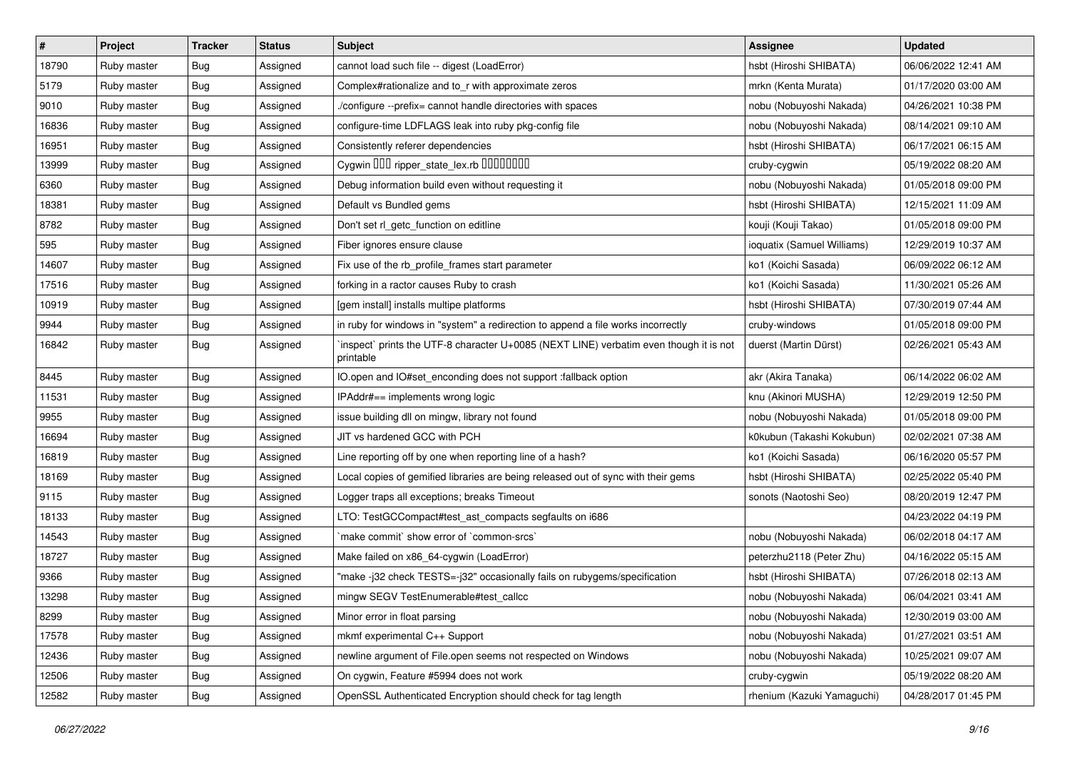| # | Project | Tracker | Status | Subject | Assignee | Updated |
|---|---|---|---|---|---|---|
| 18790 | Ruby master | Bug | Assigned | cannot load such file -- digest (LoadError) | hsbt (Hiroshi SHIBATA) | 06/06/2022 12:41 AM |
| 5179 | Ruby master | Bug | Assigned | Complex#rationalize and to_r with approximate zeros | mrkn (Kenta Murata) | 01/17/2020 03:00 AM |
| 9010 | Ruby master | Bug | Assigned | ./configure --prefix= cannot handle directories with spaces | nobu (Nobuyoshi Nakada) | 04/26/2021 10:38 PM |
| 16836 | Ruby master | Bug | Assigned | configure-time LDFLAGS leak into ruby pkg-config file | nobu (Nobuyoshi Nakada) | 08/14/2021 09:10 AM |
| 16951 | Ruby master | Bug | Assigned | Consistently referer dependencies | hsbt (Hiroshi SHIBATA) | 06/17/2021 06:15 AM |
| 13999 | Ruby master | Bug | Assigned | Cygwin ��� ripper_state_lex.rb �������� | cruby-cygwin | 05/19/2022 08:20 AM |
| 6360 | Ruby master | Bug | Assigned | Debug information build even without requesting it | nobu (Nobuyoshi Nakada) | 01/05/2018 09:00 PM |
| 18381 | Ruby master | Bug | Assigned | Default vs Bundled gems | hsbt (Hiroshi SHIBATA) | 12/15/2021 11:09 AM |
| 8782 | Ruby master | Bug | Assigned | Don't set rl_getc_function on editline | kouji (Kouji Takao) | 01/05/2018 09:00 PM |
| 595 | Ruby master | Bug | Assigned | Fiber ignores ensure clause | ioquatix (Samuel Williams) | 12/29/2019 10:37 AM |
| 14607 | Ruby master | Bug | Assigned | Fix use of the rb_profile_frames start parameter | ko1 (Koichi Sasada) | 06/09/2022 06:12 AM |
| 17516 | Ruby master | Bug | Assigned | forking in a ractor causes Ruby to crash | ko1 (Koichi Sasada) | 11/30/2021 05:26 AM |
| 10919 | Ruby master | Bug | Assigned | [gem install] installs multipe platforms | hsbt (Hiroshi SHIBATA) | 07/30/2019 07:44 AM |
| 9944 | Ruby master | Bug | Assigned | in ruby for windows in "system" a redirection to append a file works incorrectly | cruby-windows | 01/05/2018 09:00 PM |
| 16842 | Ruby master | Bug | Assigned | `inspect` prints the UTF-8 character U+0085 (NEXT LINE) verbatim even though it is not printable | duerst (Martin Dürst) | 02/26/2021 05:43 AM |
| 8445 | Ruby master | Bug | Assigned | IO.open and IO#set_enconding does not support :fallback option | akr (Akira Tanaka) | 06/14/2022 06:02 AM |
| 11531 | Ruby master | Bug | Assigned | IPAddr#== implements wrong logic | knu (Akinori MUSHA) | 12/29/2019 12:50 PM |
| 9955 | Ruby master | Bug | Assigned | issue building dll on mingw, library not found | nobu (Nobuyoshi Nakada) | 01/05/2018 09:00 PM |
| 16694 | Ruby master | Bug | Assigned | JIT vs hardened GCC with PCH | k0kubun (Takashi Kokubun) | 02/02/2021 07:38 AM |
| 16819 | Ruby master | Bug | Assigned | Line reporting off by one when reporting line of a hash? | ko1 (Koichi Sasada) | 06/16/2020 05:57 PM |
| 18169 | Ruby master | Bug | Assigned | Local copies of gemified libraries are being released out of sync with their gems | hsbt (Hiroshi SHIBATA) | 02/25/2022 05:40 PM |
| 9115 | Ruby master | Bug | Assigned | Logger traps all exceptions; breaks Timeout | sonots (Naotoshi Seo) | 08/20/2019 12:47 PM |
| 18133 | Ruby master | Bug | Assigned | LTO: TestGCCompact#test_ast_compacts segfaults on i686 | | 04/23/2022 04:19 PM |
| 14543 | Ruby master | Bug | Assigned | `make commit` show error of `common-srcs` | nobu (Nobuyoshi Nakada) | 06/02/2018 04:17 AM |
| 18727 | Ruby master | Bug | Assigned | Make failed on x86_64-cygwin (LoadError) | peterzhu2118 (Peter Zhu) | 04/16/2022 05:15 AM |
| 9366 | Ruby master | Bug | Assigned | "make -j32 check TESTS=-j32" occasionally fails on rubygems/specification | hsbt (Hiroshi SHIBATA) | 07/26/2018 02:13 AM |
| 13298 | Ruby master | Bug | Assigned | mingw SEGV TestEnumerable#test_callcc | nobu (Nobuyoshi Nakada) | 06/04/2021 03:41 AM |
| 8299 | Ruby master | Bug | Assigned | Minor error in float parsing | nobu (Nobuyoshi Nakada) | 12/30/2019 03:00 AM |
| 17578 | Ruby master | Bug | Assigned | mkmf experimental C++ Support | nobu (Nobuyoshi Nakada) | 01/27/2021 03:51 AM |
| 12436 | Ruby master | Bug | Assigned | newline argument of File.open seems not respected on Windows | nobu (Nobuyoshi Nakada) | 10/25/2021 09:07 AM |
| 12506 | Ruby master | Bug | Assigned | On cygwin, Feature #5994 does not work | cruby-cygwin | 05/19/2022 08:20 AM |
| 12582 | Ruby master | Bug | Assigned | OpenSSL Authenticated Encryption should check for tag length | rhenium (Kazuki Yamaguchi) | 04/28/2017 01:45 PM |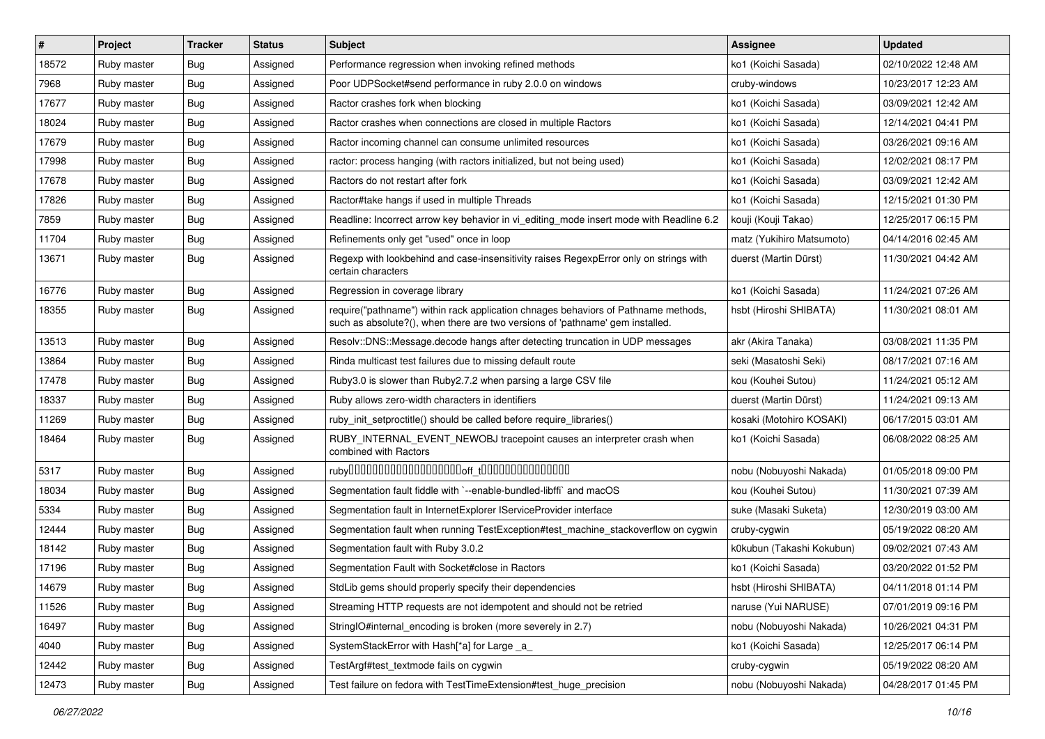| # | Project | Tracker | Status | Subject | Assignee | Updated |
|---|---|---|---|---|---|---|
| 18572 | Ruby master | Bug | Assigned | Performance regression when invoking refined methods | ko1 (Koichi Sasada) | 02/10/2022 12:48 AM |
| 7968 | Ruby master | Bug | Assigned | Poor UDPSocket#send performance in ruby 2.0.0 on windows | cruby-windows | 10/23/2017 12:23 AM |
| 17677 | Ruby master | Bug | Assigned | Ractor crashes fork when blocking | ko1 (Koichi Sasada) | 03/09/2021 12:42 AM |
| 18024 | Ruby master | Bug | Assigned | Ractor crashes when connections are closed in multiple Ractors | ko1 (Koichi Sasada) | 12/14/2021 04:41 PM |
| 17679 | Ruby master | Bug | Assigned | Ractor incoming channel can consume unlimited resources | ko1 (Koichi Sasada) | 03/26/2021 09:16 AM |
| 17998 | Ruby master | Bug | Assigned | ractor: process hanging (with ractors initialized, but not being used) | ko1 (Koichi Sasada) | 12/02/2021 08:17 PM |
| 17678 | Ruby master | Bug | Assigned | Ractors do not restart after fork | ko1 (Koichi Sasada) | 03/09/2021 12:42 AM |
| 17826 | Ruby master | Bug | Assigned | Ractor#take hangs if used in multiple Threads | ko1 (Koichi Sasada) | 12/15/2021 01:30 PM |
| 7859 | Ruby master | Bug | Assigned | Readline: Incorrect arrow key behavior in vi_editing_mode insert mode with Readline 6.2 | kouji (Kouji Takao) | 12/25/2017 06:15 PM |
| 11704 | Ruby master | Bug | Assigned | Refinements only get "used" once in loop | matz (Yukihiro Matsumoto) | 04/14/2016 02:45 AM |
| 13671 | Ruby master | Bug | Assigned | Regexp with lookbehind and case-insensitivity raises RegexpError only on strings with certain characters | duerst (Martin Dürst) | 11/30/2021 04:42 AM |
| 16776 | Ruby master | Bug | Assigned | Regression in coverage library | ko1 (Koichi Sasada) | 11/24/2021 07:26 AM |
| 18355 | Ruby master | Bug | Assigned | require("pathname") within rack application chnages behaviors of Pathname methods, such as absolute?(), when there are two versions of 'pathname' gem installed. | hsbt (Hiroshi SHIBATA) | 11/30/2021 08:01 AM |
| 13513 | Ruby master | Bug | Assigned | Resolv::DNS::Message.decode hangs after detecting truncation in UDP messages | akr (Akira Tanaka) | 03/08/2021 11:35 PM |
| 13864 | Ruby master | Bug | Assigned | Rinda multicast test failures due to missing default route | seki (Masatoshi Seki) | 08/17/2021 07:16 AM |
| 17478 | Ruby master | Bug | Assigned | Ruby3.0 is slower than Ruby2.7.2 when parsing a large CSV file | kou (Kouhei Sutou) | 11/24/2021 05:12 AM |
| 18337 | Ruby master | Bug | Assigned | Ruby allows zero-width characters in identifiers | duerst (Martin Dürst) | 11/24/2021 09:13 AM |
| 11269 | Ruby master | Bug | Assigned | ruby_init_setproctitle() should be called before require_libraries() | kosaki (Motohiro KOSAKI) | 06/17/2015 03:01 AM |
| 18464 | Ruby master | Bug | Assigned | RUBY_INTERNAL_EVENT_NEWOBJ tracepoint causes an interpreter crash when combined with Ractors | ko1 (Koichi Sasada) | 06/08/2022 08:25 AM |
| 5317 | Ruby master | Bug | Assigned | ruby□□□□□□□□□□□□□□□□□□□off_t□□□□□□□□□□□□□□□ | nobu (Nobuyoshi Nakada) | 01/05/2018 09:00 PM |
| 18034 | Ruby master | Bug | Assigned | Segmentation fault fiddle with `--enable-bundled-libffi` and macOS | kou (Kouhei Sutou) | 11/30/2021 07:39 AM |
| 5334 | Ruby master | Bug | Assigned | Segmentation fault in InternetExplorer IServiceProvider interface | suke (Masaki Suketa) | 12/30/2019 03:00 AM |
| 12444 | Ruby master | Bug | Assigned | Segmentation fault when running TestException#test_machine_stackoverflow on cygwin | cruby-cygwin | 05/19/2022 08:20 AM |
| 18142 | Ruby master | Bug | Assigned | Segmentation fault with Ruby 3.0.2 | k0kubun (Takashi Kokubun) | 09/02/2021 07:43 AM |
| 17196 | Ruby master | Bug | Assigned | Segmentation Fault with Socket#close in Ractors | ko1 (Koichi Sasada) | 03/20/2022 01:52 PM |
| 14679 | Ruby master | Bug | Assigned | StdLib gems should properly specify their dependencies | hsbt (Hiroshi SHIBATA) | 04/11/2018 01:14 PM |
| 11526 | Ruby master | Bug | Assigned | Streaming HTTP requests are not idempotent and should not be retried | naruse (Yui NARUSE) | 07/01/2019 09:16 PM |
| 16497 | Ruby master | Bug | Assigned | StringIO#internal_encoding is broken (more severely in 2.7) | nobu (Nobuyoshi Nakada) | 10/26/2021 04:31 PM |
| 4040 | Ruby master | Bug | Assigned | SystemStackError with Hash[*a] for Large _a_ | ko1 (Koichi Sasada) | 12/25/2017 06:14 PM |
| 12442 | Ruby master | Bug | Assigned | TestArgf#test_textmode fails on cygwin | cruby-cygwin | 05/19/2022 08:20 AM |
| 12473 | Ruby master | Bug | Assigned | Test failure on fedora with TestTimeExtension#test_huge_precision | nobu (Nobuyoshi Nakada) | 04/28/2017 01:45 PM |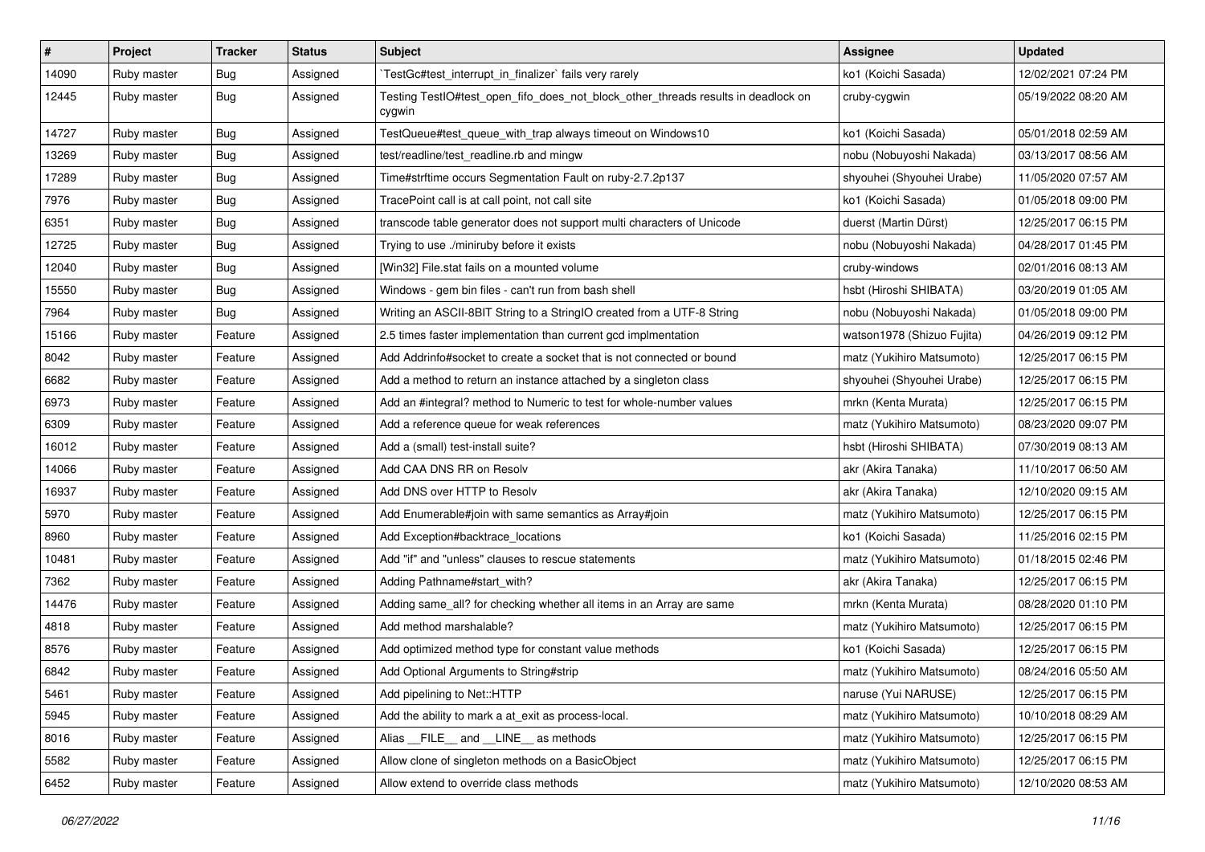| # | Project | Tracker | Status | Subject | Assignee | Updated |
| --- | --- | --- | --- | --- | --- | --- |
| 14090 | Ruby master | Bug | Assigned | `TestGc#test_interrupt_in_finalizer` fails very rarely | ko1 (Koichi Sasada) | 12/02/2021 07:24 PM |
| 12445 | Ruby master | Bug | Assigned | Testing TestIO#test_open_fifo_does_not_block_other_threads results in deadlock on cygwin | cruby-cygwin | 05/19/2022 08:20 AM |
| 14727 | Ruby master | Bug | Assigned | TestQueue#test_queue_with_trap always timeout on Windows10 | ko1 (Koichi Sasada) | 05/01/2018 02:59 AM |
| 13269 | Ruby master | Bug | Assigned | test/readline/test_readline.rb and mingw | nobu (Nobuyoshi Nakada) | 03/13/2017 08:56 AM |
| 17289 | Ruby master | Bug | Assigned | Time#strftime occurs Segmentation Fault on ruby-2.7.2p137 | shyouhei (Shyouhei Urabe) | 11/05/2020 07:57 AM |
| 7976 | Ruby master | Bug | Assigned | TracePoint call is at call point, not call site | ko1 (Koichi Sasada) | 01/05/2018 09:00 PM |
| 6351 | Ruby master | Bug | Assigned | transcode table generator does not support multi characters of Unicode | duerst (Martin Dürst) | 12/25/2017 06:15 PM |
| 12725 | Ruby master | Bug | Assigned | Trying to use ./miniruby before it exists | nobu (Nobuyoshi Nakada) | 04/28/2017 01:45 PM |
| 12040 | Ruby master | Bug | Assigned | [Win32] File.stat fails on a mounted volume | cruby-windows | 02/01/2016 08:13 AM |
| 15550 | Ruby master | Bug | Assigned | Windows - gem bin files - can't run from bash shell | hsbt (Hiroshi SHIBATA) | 03/20/2019 01:05 AM |
| 7964 | Ruby master | Bug | Assigned | Writing an ASCII-8BIT String to a StringIO created from a UTF-8 String | nobu (Nobuyoshi Nakada) | 01/05/2018 09:00 PM |
| 15166 | Ruby master | Feature | Assigned | 2.5 times faster implementation than current gcd implmentation | watson1978 (Shizuo Fujita) | 04/26/2019 09:12 PM |
| 8042 | Ruby master | Feature | Assigned | Add Addrinfo#socket to create a socket that is not connected or bound | matz (Yukihiro Matsumoto) | 12/25/2017 06:15 PM |
| 6682 | Ruby master | Feature | Assigned | Add a method to return an instance attached by a singleton class | shyouhei (Shyouhei Urabe) | 12/25/2017 06:15 PM |
| 6973 | Ruby master | Feature | Assigned | Add an #integral? method to Numeric to test for whole-number values | mrkn (Kenta Murata) | 12/25/2017 06:15 PM |
| 6309 | Ruby master | Feature | Assigned | Add a reference queue for weak references | matz (Yukihiro Matsumoto) | 08/23/2020 09:07 PM |
| 16012 | Ruby master | Feature | Assigned | Add a (small) test-install suite? | hsbt (Hiroshi SHIBATA) | 07/30/2019 08:13 AM |
| 14066 | Ruby master | Feature | Assigned | Add CAA DNS RR on Resolv | akr (Akira Tanaka) | 11/10/2017 06:50 AM |
| 16937 | Ruby master | Feature | Assigned | Add DNS over HTTP to Resolv | akr (Akira Tanaka) | 12/10/2020 09:15 AM |
| 5970 | Ruby master | Feature | Assigned | Add Enumerable#join with same semantics as Array#join | matz (Yukihiro Matsumoto) | 12/25/2017 06:15 PM |
| 8960 | Ruby master | Feature | Assigned | Add Exception#backtrace_locations | ko1 (Koichi Sasada) | 11/25/2016 02:15 PM |
| 10481 | Ruby master | Feature | Assigned | Add "if" and "unless" clauses to rescue statements | matz (Yukihiro Matsumoto) | 01/18/2015 02:46 PM |
| 7362 | Ruby master | Feature | Assigned | Adding Pathname#start_with? | akr (Akira Tanaka) | 12/25/2017 06:15 PM |
| 14476 | Ruby master | Feature | Assigned | Adding same_all? for checking whether all items in an Array are same | mrkn (Kenta Murata) | 08/28/2020 01:10 PM |
| 4818 | Ruby master | Feature | Assigned | Add method marshalable? | matz (Yukihiro Matsumoto) | 12/25/2017 06:15 PM |
| 8576 | Ruby master | Feature | Assigned | Add optimized method type for constant value methods | ko1 (Koichi Sasada) | 12/25/2017 06:15 PM |
| 6842 | Ruby master | Feature | Assigned | Add Optional Arguments to String#strip | matz (Yukihiro Matsumoto) | 08/24/2016 05:50 AM |
| 5461 | Ruby master | Feature | Assigned | Add pipelining to Net::HTTP | naruse (Yui NARUSE) | 12/25/2017 06:15 PM |
| 5945 | Ruby master | Feature | Assigned | Add the ability to mark a at_exit as process-local. | matz (Yukihiro Matsumoto) | 10/10/2018 08:29 AM |
| 8016 | Ruby master | Feature | Assigned | Alias __FILE__ and __LINE__ as methods | matz (Yukihiro Matsumoto) | 12/25/2017 06:15 PM |
| 5582 | Ruby master | Feature | Assigned | Allow clone of singleton methods on a BasicObject | matz (Yukihiro Matsumoto) | 12/25/2017 06:15 PM |
| 6452 | Ruby master | Feature | Assigned | Allow extend to override class methods | matz (Yukihiro Matsumoto) | 12/10/2020 08:53 AM |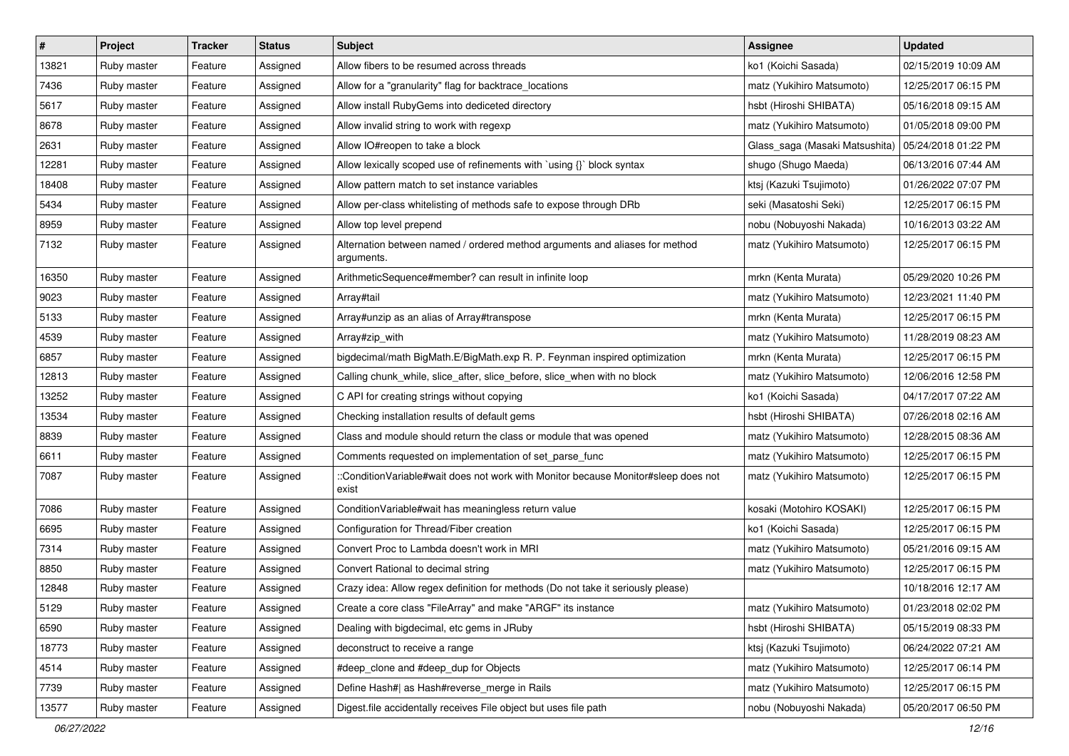| # | Project | Tracker | Status | Subject | Assignee | Updated |
|---|---|---|---|---|---|---|
| 13821 | Ruby master | Feature | Assigned | Allow fibers to be resumed across threads | ko1 (Koichi Sasada) | 02/15/2019 10:09 AM |
| 7436 | Ruby master | Feature | Assigned | Allow for a "granularity" flag for backtrace_locations | matz (Yukihiro Matsumoto) | 12/25/2017 06:15 PM |
| 5617 | Ruby master | Feature | Assigned | Allow install RubyGems into dediceted directory | hsbt (Hiroshi SHIBATA) | 05/16/2018 09:15 AM |
| 8678 | Ruby master | Feature | Assigned | Allow invalid string to work with regexp | matz (Yukihiro Matsumoto) | 01/05/2018 09:00 PM |
| 2631 | Ruby master | Feature | Assigned | Allow IO#reopen to take a block | Glass_saga (Masaki Matsushita) | 05/24/2018 01:22 PM |
| 12281 | Ruby master | Feature | Assigned | Allow lexically scoped use of refinements with `using {}` block syntax | shugo (Shugo Maeda) | 06/13/2016 07:44 AM |
| 18408 | Ruby master | Feature | Assigned | Allow pattern match to set instance variables | ktsj (Kazuki Tsujimoto) | 01/26/2022 07:07 PM |
| 5434 | Ruby master | Feature | Assigned | Allow per-class whitelisting of methods safe to expose through DRb | seki (Masatoshi Seki) | 12/25/2017 06:15 PM |
| 8959 | Ruby master | Feature | Assigned | Allow top level prepend | nobu (Nobuyoshi Nakada) | 10/16/2013 03:22 AM |
| 7132 | Ruby master | Feature | Assigned | Alternation between named / ordered method arguments and aliases for method arguments. | matz (Yukihiro Matsumoto) | 12/25/2017 06:15 PM |
| 16350 | Ruby master | Feature | Assigned | ArithmeticSequence#member? can result in infinite loop | mrkn (Kenta Murata) | 05/29/2020 10:26 PM |
| 9023 | Ruby master | Feature | Assigned | Array#tail | matz (Yukihiro Matsumoto) | 12/23/2021 11:40 PM |
| 5133 | Ruby master | Feature | Assigned | Array#unzip as an alias of Array#transpose | mrkn (Kenta Murata) | 12/25/2017 06:15 PM |
| 4539 | Ruby master | Feature | Assigned | Array#zip_with | matz (Yukihiro Matsumoto) | 11/28/2019 08:23 AM |
| 6857 | Ruby master | Feature | Assigned | bigdecimal/math BigMath.E/BigMath.exp R. P. Feynman inspired optimization | mrkn (Kenta Murata) | 12/25/2017 06:15 PM |
| 12813 | Ruby master | Feature | Assigned | Calling chunk_while, slice_after, slice_before, slice_when with no block | matz (Yukihiro Matsumoto) | 12/06/2016 12:58 PM |
| 13252 | Ruby master | Feature | Assigned | C API for creating strings without copying | ko1 (Koichi Sasada) | 04/17/2017 07:22 AM |
| 13534 | Ruby master | Feature | Assigned | Checking installation results of default gems | hsbt (Hiroshi SHIBATA) | 07/26/2018 02:16 AM |
| 8839 | Ruby master | Feature | Assigned | Class and module should return the class or module that was opened | matz (Yukihiro Matsumoto) | 12/28/2015 08:36 AM |
| 6611 | Ruby master | Feature | Assigned | Comments requested on implementation of set_parse_func | matz (Yukihiro Matsumoto) | 12/25/2017 06:15 PM |
| 7087 | Ruby master | Feature | Assigned | ::ConditionVariable#wait does not work with Monitor because Monitor#sleep does not exist | matz (Yukihiro Matsumoto) | 12/25/2017 06:15 PM |
| 7086 | Ruby master | Feature | Assigned | ConditionVariable#wait has meaningless return value | kosaki (Motohiro KOSAKI) | 12/25/2017 06:15 PM |
| 6695 | Ruby master | Feature | Assigned | Configuration for Thread/Fiber creation | ko1 (Koichi Sasada) | 12/25/2017 06:15 PM |
| 7314 | Ruby master | Feature | Assigned | Convert Proc to Lambda doesn't work in MRI | matz (Yukihiro Matsumoto) | 05/21/2016 09:15 AM |
| 8850 | Ruby master | Feature | Assigned | Convert Rational to decimal string | matz (Yukihiro Matsumoto) | 12/25/2017 06:15 PM |
| 12848 | Ruby master | Feature | Assigned | Crazy idea: Allow regex definition for methods (Do not take it seriously please) | | 10/18/2016 12:17 AM |
| 5129 | Ruby master | Feature | Assigned | Create a core class "FileArray" and make "ARGF" its instance | matz (Yukihiro Matsumoto) | 01/23/2018 02:02 PM |
| 6590 | Ruby master | Feature | Assigned | Dealing with bigdecimal, etc gems in JRuby | hsbt (Hiroshi SHIBATA) | 05/15/2019 08:33 PM |
| 18773 | Ruby master | Feature | Assigned | deconstruct to receive a range | ktsj (Kazuki Tsujimoto) | 06/24/2022 07:21 AM |
| 4514 | Ruby master | Feature | Assigned | #deep_clone and #deep_dup for Objects | matz (Yukihiro Matsumoto) | 12/25/2017 06:14 PM |
| 7739 | Ruby master | Feature | Assigned | Define Hash#\| as Hash#reverse_merge in Rails | matz (Yukihiro Matsumoto) | 12/25/2017 06:15 PM |
| 13577 | Ruby master | Feature | Assigned | Digest.file accidentally receives File object but uses file path | nobu (Nobuyoshi Nakada) | 05/20/2017 06:50 PM |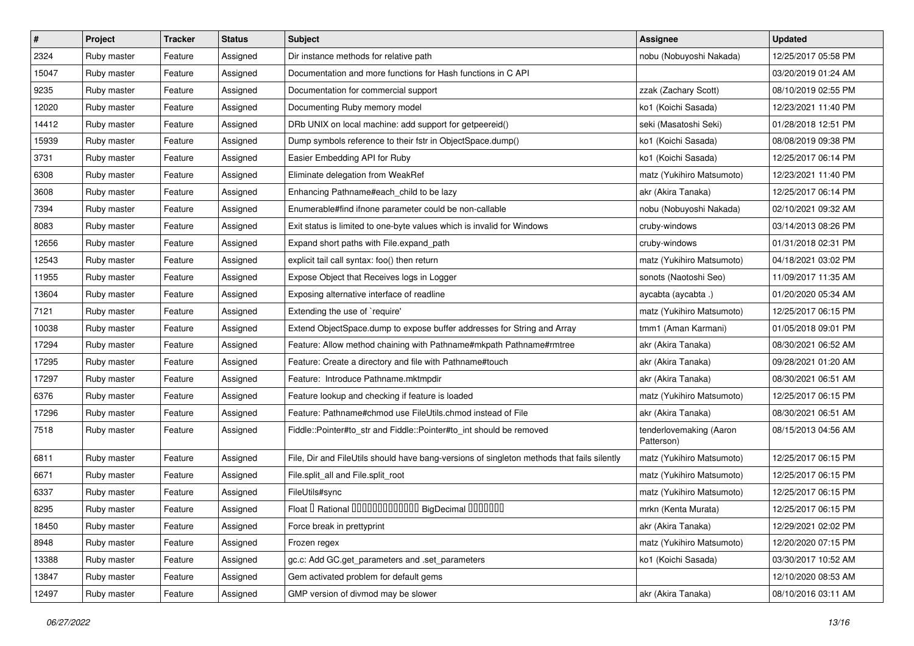| # | Project | Tracker | Status | Subject | Assignee | Updated |
|---|---|---|---|---|---|---|
| 2324 | Ruby master | Feature | Assigned | Dir instance methods for relative path | nobu (Nobuyoshi Nakada) | 12/25/2017 05:58 PM |
| 15047 | Ruby master | Feature | Assigned | Documentation and more functions for Hash functions in C API | | 03/20/2019 01:24 AM |
| 9235 | Ruby master | Feature | Assigned | Documentation for commercial support | zzak (Zachary Scott) | 08/10/2019 02:55 PM |
| 12020 | Ruby master | Feature | Assigned | Documenting Ruby memory model | ko1 (Koichi Sasada) | 12/23/2021 11:40 PM |
| 14412 | Ruby master | Feature | Assigned | DRb UNIX on local machine: add support for getpeereid() | seki (Masatoshi Seki) | 01/28/2018 12:51 PM |
| 15939 | Ruby master | Feature | Assigned | Dump symbols reference to their fstr in ObjectSpace.dump() | ko1 (Koichi Sasada) | 08/08/2019 09:38 PM |
| 3731 | Ruby master | Feature | Assigned | Easier Embedding API for Ruby | ko1 (Koichi Sasada) | 12/25/2017 06:14 PM |
| 6308 | Ruby master | Feature | Assigned | Eliminate delegation from WeakRef | matz (Yukihiro Matsumoto) | 12/23/2021 11:40 PM |
| 3608 | Ruby master | Feature | Assigned | Enhancing Pathname#each_child to be lazy | akr (Akira Tanaka) | 12/25/2017 06:14 PM |
| 7394 | Ruby master | Feature | Assigned | Enumerable#find ifnone parameter could be non-callable | nobu (Nobuyoshi Nakada) | 02/10/2021 09:32 AM |
| 8083 | Ruby master | Feature | Assigned | Exit status is limited to one-byte values which is invalid for Windows | cruby-windows | 03/14/2013 08:26 PM |
| 12656 | Ruby master | Feature | Assigned | Expand short paths with File.expand_path | cruby-windows | 01/31/2018 02:31 PM |
| 12543 | Ruby master | Feature | Assigned | explicit tail call syntax: foo() then return | matz (Yukihiro Matsumoto) | 04/18/2021 03:02 PM |
| 11955 | Ruby master | Feature | Assigned | Expose Object that Receives logs in Logger | sonots (Naotoshi Seo) | 11/09/2017 11:35 AM |
| 13604 | Ruby master | Feature | Assigned | Exposing alternative interface of readline | aycabta (aycabta .) | 01/20/2020 05:34 AM |
| 7121 | Ruby master | Feature | Assigned | Extending the use of `require' | matz (Yukihiro Matsumoto) | 12/25/2017 06:15 PM |
| 10038 | Ruby master | Feature | Assigned | Extend ObjectSpace.dump to expose buffer addresses for String and Array | tmm1 (Aman Karmani) | 01/05/2018 09:01 PM |
| 17294 | Ruby master | Feature | Assigned | Feature: Allow method chaining with Pathname#mkpath Pathname#rmtree | akr (Akira Tanaka) | 08/30/2021 06:52 AM |
| 17295 | Ruby master | Feature | Assigned | Feature: Create a directory and file with Pathname#touch | akr (Akira Tanaka) | 09/28/2021 01:20 AM |
| 17297 | Ruby master | Feature | Assigned | Feature: Introduce Pathname.mktmpdir | akr (Akira Tanaka) | 08/30/2021 06:51 AM |
| 6376 | Ruby master | Feature | Assigned | Feature lookup and checking if feature is loaded | matz (Yukihiro Matsumoto) | 12/25/2017 06:15 PM |
| 17296 | Ruby master | Feature | Assigned | Feature: Pathname#chmod use FileUtils.chmod instead of File | akr (Akira Tanaka) | 08/30/2021 06:51 AM |
| 7518 | Ruby master | Feature | Assigned | Fiddle::Pointer#to_str and Fiddle::Pointer#to_int should be removed | tenderlovemaking (Aaron Patterson) | 08/15/2013 04:56 AM |
| 6811 | Ruby master | Feature | Assigned | File, Dir and FileUtils should have bang-versions of singleton methods that fails silently | matz (Yukihiro Matsumoto) | 12/25/2017 06:15 PM |
| 6671 | Ruby master | Feature | Assigned | File.split_all and File.split_root | matz (Yukihiro Matsumoto) | 12/25/2017 06:15 PM |
| 6337 | Ruby master | Feature | Assigned | FileUtils#sync | matz (Yukihiro Matsumoto) | 12/25/2017 06:15 PM |
| 8295 | Ruby master | Feature | Assigned | Float � Rational ������������� BigDecimal ������� | mrkn (Kenta Murata) | 12/25/2017 06:15 PM |
| 18450 | Ruby master | Feature | Assigned | Force break in prettyprint | akr (Akira Tanaka) | 12/29/2021 02:02 PM |
| 8948 | Ruby master | Feature | Assigned | Frozen regex | matz (Yukihiro Matsumoto) | 12/20/2020 07:15 PM |
| 13388 | Ruby master | Feature | Assigned | gc.c: Add GC.get_parameters and .set_parameters | ko1 (Koichi Sasada) | 03/30/2017 10:52 AM |
| 13847 | Ruby master | Feature | Assigned | Gem activated problem for default gems | | 12/10/2020 08:53 AM |
| 12497 | Ruby master | Feature | Assigned | GMP version of divmod may be slower | akr (Akira Tanaka) | 08/10/2016 03:11 AM |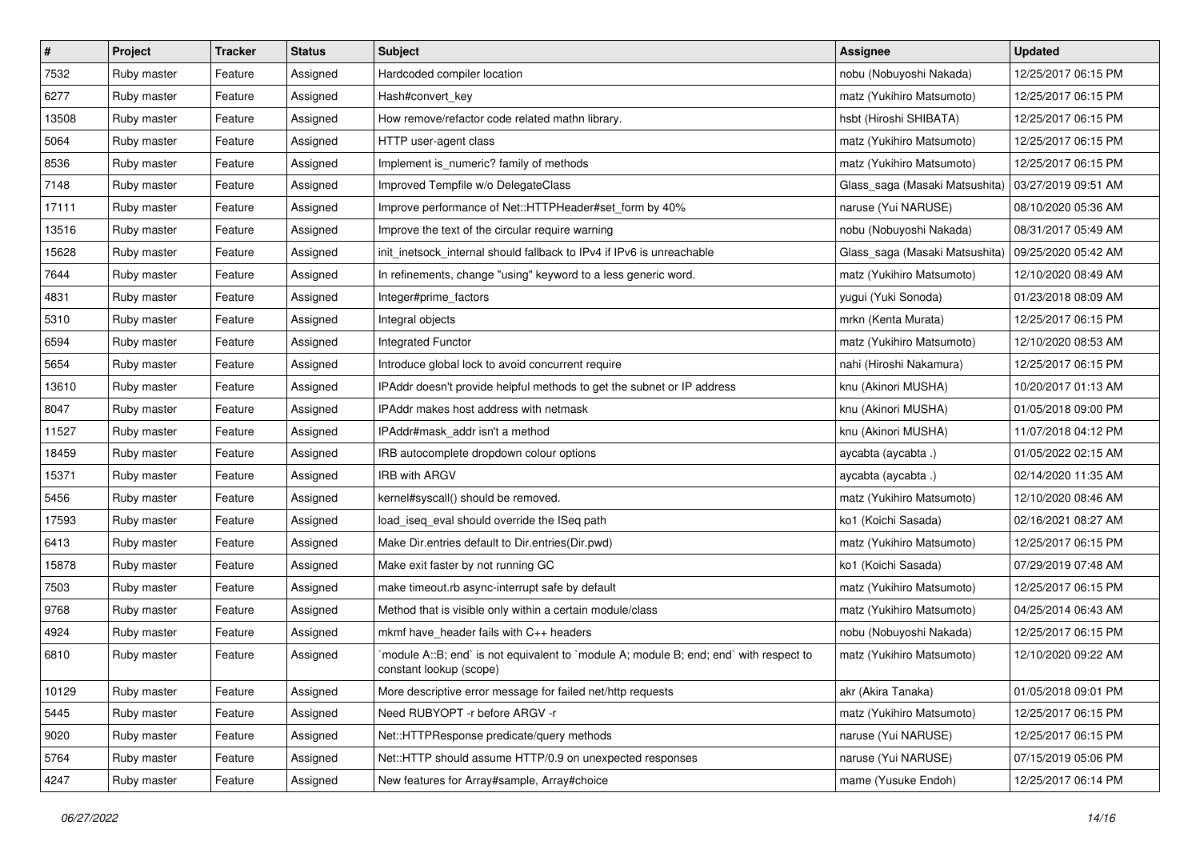| # | Project | Tracker | Status | Subject | Assignee | Updated |
|---|---|---|---|---|---|---|
| 7532 | Ruby master | Feature | Assigned | Hardcoded compiler location | nobu (Nobuyoshi Nakada) | 12/25/2017 06:15 PM |
| 6277 | Ruby master | Feature | Assigned | Hash#convert_key | matz (Yukihiro Matsumoto) | 12/25/2017 06:15 PM |
| 13508 | Ruby master | Feature | Assigned | How remove/refactor code related mathn library. | hsbt (Hiroshi SHIBATA) | 12/25/2017 06:15 PM |
| 5064 | Ruby master | Feature | Assigned | HTTP user-agent class | matz (Yukihiro Matsumoto) | 12/25/2017 06:15 PM |
| 8536 | Ruby master | Feature | Assigned | Implement is_numeric? family of methods | matz (Yukihiro Matsumoto) | 12/25/2017 06:15 PM |
| 7148 | Ruby master | Feature | Assigned | Improved Tempfile w/o DelegateClass | Glass_saga (Masaki Matsushita) | 03/27/2019 09:51 AM |
| 17111 | Ruby master | Feature | Assigned | Improve performance of Net::HTTPHeader#set_form by 40% | naruse (Yui NARUSE) | 08/10/2020 05:36 AM |
| 13516 | Ruby master | Feature | Assigned | Improve the text of the circular require warning | nobu (Nobuyoshi Nakada) | 08/31/2017 05:49 AM |
| 15628 | Ruby master | Feature | Assigned | init_inetsock_internal should fallback to IPv4 if IPv6 is unreachable | Glass_saga (Masaki Matsushita) | 09/25/2020 05:42 AM |
| 7644 | Ruby master | Feature | Assigned | In refinements, change "using" keyword to a less generic word. | matz (Yukihiro Matsumoto) | 12/10/2020 08:49 AM |
| 4831 | Ruby master | Feature | Assigned | Integer#prime_factors | yugui (Yuki Sonoda) | 01/23/2018 08:09 AM |
| 5310 | Ruby master | Feature | Assigned | Integral objects | mrkn (Kenta Murata) | 12/25/2017 06:15 PM |
| 6594 | Ruby master | Feature | Assigned | Integrated Functor | matz (Yukihiro Matsumoto) | 12/10/2020 08:53 AM |
| 5654 | Ruby master | Feature | Assigned | Introduce global lock to avoid concurrent require | nahi (Hiroshi Nakamura) | 12/25/2017 06:15 PM |
| 13610 | Ruby master | Feature | Assigned | IPAddr doesn't provide helpful methods to get the subnet or IP address | knu (Akinori MUSHA) | 10/20/2017 01:13 AM |
| 8047 | Ruby master | Feature | Assigned | IPAddr makes host address with netmask | knu (Akinori MUSHA) | 01/05/2018 09:00 PM |
| 11527 | Ruby master | Feature | Assigned | IPAddr#mask_addr isn't a method | knu (Akinori MUSHA) | 11/07/2018 04:12 PM |
| 18459 | Ruby master | Feature | Assigned | IRB autocomplete dropdown colour options | aycabta (aycabta .) | 01/05/2022 02:15 AM |
| 15371 | Ruby master | Feature | Assigned | IRB with ARGV | aycabta (aycabta .) | 02/14/2020 11:35 AM |
| 5456 | Ruby master | Feature | Assigned | kernel#syscall() should be removed. | matz (Yukihiro Matsumoto) | 12/10/2020 08:46 AM |
| 17593 | Ruby master | Feature | Assigned | load_iseq_eval should override the ISeq path | ko1 (Koichi Sasada) | 02/16/2021 08:27 AM |
| 6413 | Ruby master | Feature | Assigned | Make Dir.entries default to Dir.entries(Dir.pwd) | matz (Yukihiro Matsumoto) | 12/25/2017 06:15 PM |
| 15878 | Ruby master | Feature | Assigned | Make exit faster by not running GC | ko1 (Koichi Sasada) | 07/29/2019 07:48 AM |
| 7503 | Ruby master | Feature | Assigned | make timeout.rb async-interrupt safe by default | matz (Yukihiro Matsumoto) | 12/25/2017 06:15 PM |
| 9768 | Ruby master | Feature | Assigned | Method that is visible only within a certain module/class | matz (Yukihiro Matsumoto) | 04/25/2014 06:43 AM |
| 4924 | Ruby master | Feature | Assigned | mkmf have_header fails with C++ headers | nobu (Nobuyoshi Nakada) | 12/25/2017 06:15 PM |
| 6810 | Ruby master | Feature | Assigned | `module A::B; end` is not equivalent to `module A; module B; end; end` with respect to constant lookup (scope) | matz (Yukihiro Matsumoto) | 12/10/2020 09:22 AM |
| 10129 | Ruby master | Feature | Assigned | More descriptive error message for failed net/http requests | akr (Akira Tanaka) | 01/05/2018 09:01 PM |
| 5445 | Ruby master | Feature | Assigned | Need RUBYOPT -r before ARGV -r | matz (Yukihiro Matsumoto) | 12/25/2017 06:15 PM |
| 9020 | Ruby master | Feature | Assigned | Net::HTTPResponse predicate/query methods | naruse (Yui NARUSE) | 12/25/2017 06:15 PM |
| 5764 | Ruby master | Feature | Assigned | Net::HTTP should assume HTTP/0.9 on unexpected responses | naruse (Yui NARUSE) | 07/15/2019 05:06 PM |
| 4247 | Ruby master | Feature | Assigned | New features for Array#sample, Array#choice | mame (Yusuke Endoh) | 12/25/2017 06:14 PM |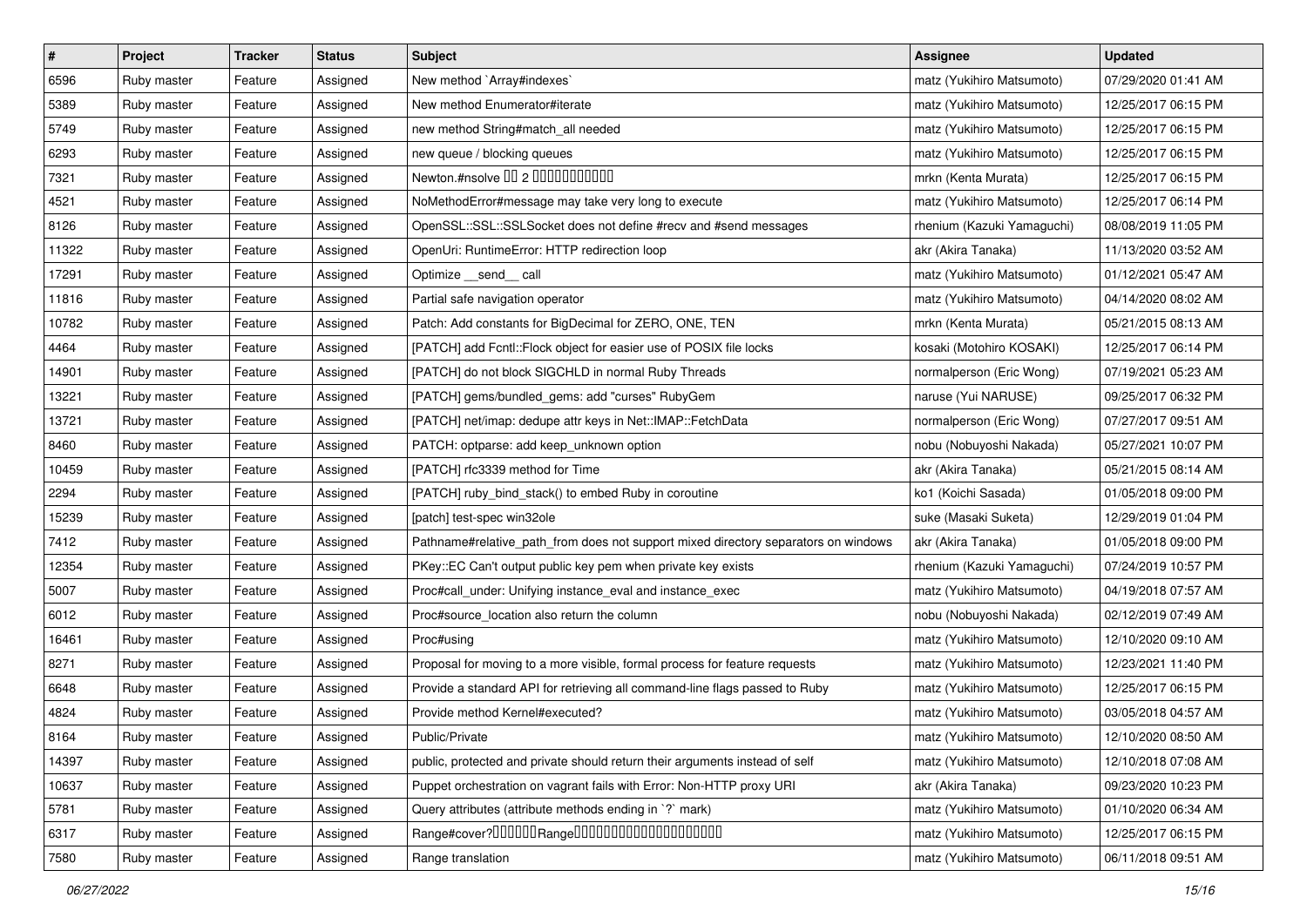| # | Project | Tracker | Status | Subject | Assignee | Updated |
|---|---|---|---|---|---|---|
| 6596 | Ruby master | Feature | Assigned | New method `Array#indexes` | matz (Yukihiro Matsumoto) | 07/29/2020 01:41 AM |
| 5389 | Ruby master | Feature | Assigned | New method Enumerator#iterate | matz (Yukihiro Matsumoto) | 12/25/2017 06:15 PM |
| 5749 | Ruby master | Feature | Assigned | new method String#match_all needed | matz (Yukihiro Matsumoto) | 12/25/2017 06:15 PM |
| 6293 | Ruby master | Feature | Assigned | new queue / blocking queues | matz (Yukihiro Matsumoto) | 12/25/2017 06:15 PM |
| 7321 | Ruby master | Feature | Assigned | Newton.#nsolve 00 2 00000000000 | mrkn (Kenta Murata) | 12/25/2017 06:15 PM |
| 4521 | Ruby master | Feature | Assigned | NoMethodError#message may take very long to execute | matz (Yukihiro Matsumoto) | 12/25/2017 06:14 PM |
| 8126 | Ruby master | Feature | Assigned | OpenSSL::SSL::SSLSocket does not define #recv and #send messages | rhenium (Kazuki Yamaguchi) | 08/08/2019 11:05 PM |
| 11322 | Ruby master | Feature | Assigned | OpenUri: RuntimeError: HTTP redirection loop | akr (Akira Tanaka) | 11/13/2020 03:52 AM |
| 17291 | Ruby master | Feature | Assigned | Optimize __send__ call | matz (Yukihiro Matsumoto) | 01/12/2021 05:47 AM |
| 11816 | Ruby master | Feature | Assigned | Partial safe navigation operator | matz (Yukihiro Matsumoto) | 04/14/2020 08:02 AM |
| 10782 | Ruby master | Feature | Assigned | Patch: Add constants for BigDecimal for ZERO, ONE, TEN | mrkn (Kenta Murata) | 05/21/2015 08:13 AM |
| 4464 | Ruby master | Feature | Assigned | [PATCH] add Fcntl::Flock object for easier use of POSIX file locks | kosaki (Motohiro KOSAKI) | 12/25/2017 06:14 PM |
| 14901 | Ruby master | Feature | Assigned | [PATCH] do not block SIGCHLD in normal Ruby Threads | normalperson (Eric Wong) | 07/19/2021 05:23 AM |
| 13221 | Ruby master | Feature | Assigned | [PATCH] gems/bundled_gems: add "curses" RubyGem | naruse (Yui NARUSE) | 09/25/2017 06:32 PM |
| 13721 | Ruby master | Feature | Assigned | [PATCH] net/imap: dedupe attr keys in Net::IMAP::FetchData | normalperson (Eric Wong) | 07/27/2017 09:51 AM |
| 8460 | Ruby master | Feature | Assigned | PATCH: optparse: add keep_unknown option | nobu (Nobuyoshi Nakada) | 05/27/2021 10:07 PM |
| 10459 | Ruby master | Feature | Assigned | [PATCH] rfc3339 method for Time | akr (Akira Tanaka) | 05/21/2015 08:14 AM |
| 2294 | Ruby master | Feature | Assigned | [PATCH] ruby_bind_stack() to embed Ruby in coroutine | ko1 (Koichi Sasada) | 01/05/2018 09:00 PM |
| 15239 | Ruby master | Feature | Assigned | [patch] test-spec win32ole | suke (Masaki Suketa) | 12/29/2019 01:04 PM |
| 7412 | Ruby master | Feature | Assigned | Pathname#relative_path_from does not support mixed directory separators on windows | akr (Akira Tanaka) | 01/05/2018 09:00 PM |
| 12354 | Ruby master | Feature | Assigned | PKey::EC Can't output public key pem when private key exists | rhenium (Kazuki Yamaguchi) | 07/24/2019 10:57 PM |
| 5007 | Ruby master | Feature | Assigned | Proc#call_under: Unifying instance_eval and instance_exec | matz (Yukihiro Matsumoto) | 04/19/2018 07:57 AM |
| 6012 | Ruby master | Feature | Assigned | Proc#source_location also return the column | nobu (Nobuyoshi Nakada) | 02/12/2019 07:49 AM |
| 16461 | Ruby master | Feature | Assigned | Proc#using | matz (Yukihiro Matsumoto) | 12/10/2020 09:10 AM |
| 8271 | Ruby master | Feature | Assigned | Proposal for moving to a more visible, formal process for feature requests | matz (Yukihiro Matsumoto) | 12/23/2021 11:40 PM |
| 6648 | Ruby master | Feature | Assigned | Provide a standard API for retrieving all command-line flags passed to Ruby | matz (Yukihiro Matsumoto) | 12/25/2017 06:15 PM |
| 4824 | Ruby master | Feature | Assigned | Provide method Kernel#executed? | matz (Yukihiro Matsumoto) | 03/05/2018 04:57 AM |
| 8164 | Ruby master | Feature | Assigned | Public/Private | matz (Yukihiro Matsumoto) | 12/10/2020 08:50 AM |
| 14397 | Ruby master | Feature | Assigned | public, protected and private should return their arguments instead of self | matz (Yukihiro Matsumoto) | 12/10/2018 07:08 AM |
| 10637 | Ruby master | Feature | Assigned | Puppet orchestration on vagrant fails with Error: Non-HTTP proxy URI | akr (Akira Tanaka) | 09/23/2020 10:23 PM |
| 5781 | Ruby master | Feature | Assigned | Query attributes (attribute methods ending in `?` mark) | matz (Yukihiro Matsumoto) | 01/10/2020 06:34 AM |
| 6317 | Ruby master | Feature | Assigned | Range#cover?000000Range00000000000000000000 | matz (Yukihiro Matsumoto) | 12/25/2017 06:15 PM |
| 7580 | Ruby master | Feature | Assigned | Range translation | matz (Yukihiro Matsumoto) | 06/11/2018 09:51 AM |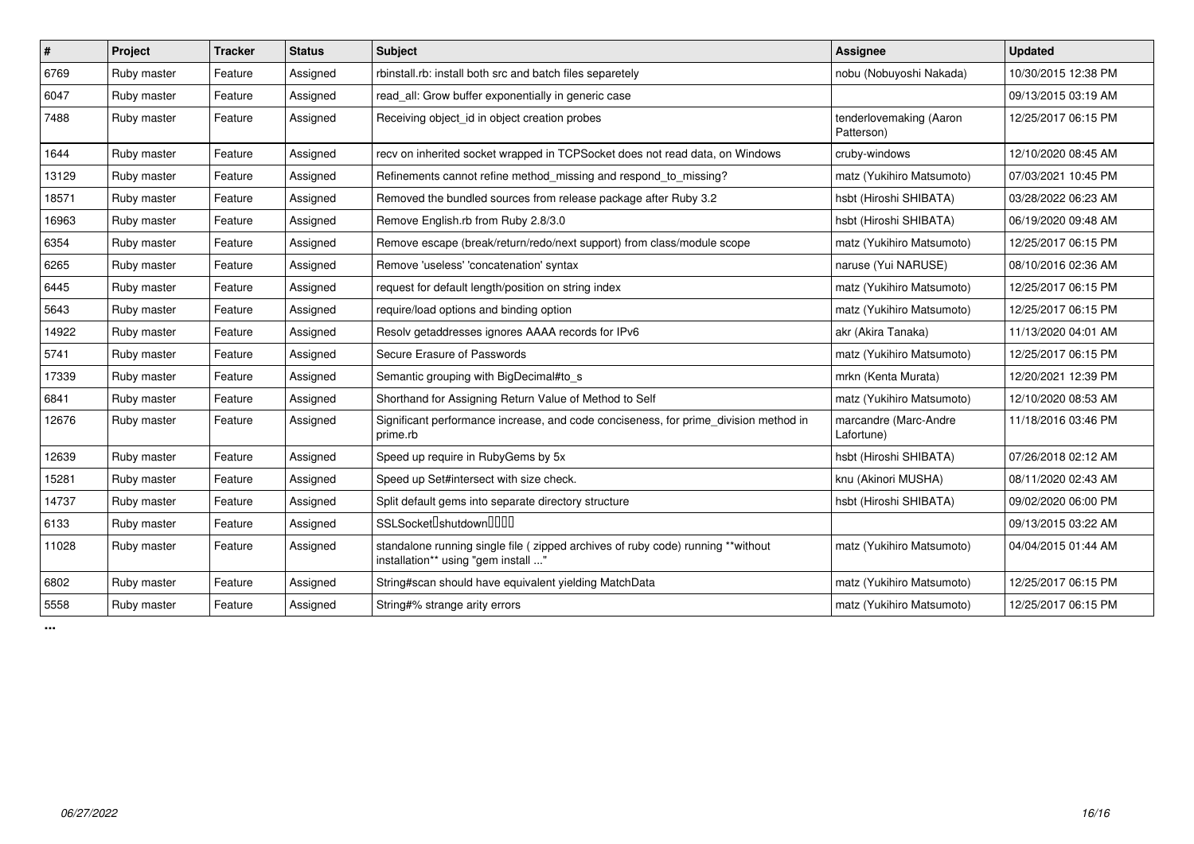| # | Project | Tracker | Status | Subject | Assignee | Updated |
|---|---|---|---|---|---|---|
| 6769 | Ruby master | Feature | Assigned | rbinstall.rb: install both src and batch files separetely | nobu (Nobuyoshi Nakada) | 10/30/2015 12:38 PM |
| 6047 | Ruby master | Feature | Assigned | read_all: Grow buffer exponentially in generic case | | 09/13/2015 03:19 AM |
| 7488 | Ruby master | Feature | Assigned | Receiving object_id in object creation probes | tenderlovemaking (Aaron Patterson) | 12/25/2017 06:15 PM |
| 1644 | Ruby master | Feature | Assigned | recv on inherited socket wrapped in TCPSocket does not read data, on Windows | cruby-windows | 12/10/2020 08:45 AM |
| 13129 | Ruby master | Feature | Assigned | Refinements cannot refine method_missing and respond_to_missing? | matz (Yukihiro Matsumoto) | 07/03/2021 10:45 PM |
| 18571 | Ruby master | Feature | Assigned | Removed the bundled sources from release package after Ruby 3.2 | hsbt (Hiroshi SHIBATA) | 03/28/2022 06:23 AM |
| 16963 | Ruby master | Feature | Assigned | Remove English.rb from Ruby 2.8/3.0 | hsbt (Hiroshi SHIBATA) | 06/19/2020 09:48 AM |
| 6354 | Ruby master | Feature | Assigned | Remove escape (break/return/redo/next support) from class/module scope | matz (Yukihiro Matsumoto) | 12/25/2017 06:15 PM |
| 6265 | Ruby master | Feature | Assigned | Remove 'useless' 'concatenation' syntax | naruse (Yui NARUSE) | 08/10/2016 02:36 AM |
| 6445 | Ruby master | Feature | Assigned | request for default length/position on string index | matz (Yukihiro Matsumoto) | 12/25/2017 06:15 PM |
| 5643 | Ruby master | Feature | Assigned | require/load options and binding option | matz (Yukihiro Matsumoto) | 12/25/2017 06:15 PM |
| 14922 | Ruby master | Feature | Assigned | Resolv getaddresses ignores AAAA records for IPv6 | akr (Akira Tanaka) | 11/13/2020 04:01 AM |
| 5741 | Ruby master | Feature | Assigned | Secure Erasure of Passwords | matz (Yukihiro Matsumoto) | 12/25/2017 06:15 PM |
| 17339 | Ruby master | Feature | Assigned | Semantic grouping with BigDecimal#to_s | mrkn (Kenta Murata) | 12/20/2021 12:39 PM |
| 6841 | Ruby master | Feature | Assigned | Shorthand for Assigning Return Value of Method to Self | matz (Yukihiro Matsumoto) | 12/10/2020 08:53 AM |
| 12676 | Ruby master | Feature | Assigned | Significant performance increase, and code conciseness, for prime_division method in prime.rb | marcandre (Marc-Andre Lafortune) | 11/18/2016 03:46 PM |
| 12639 | Ruby master | Feature | Assigned | Speed up require in RubyGems by 5x | hsbt (Hiroshi SHIBATA) | 07/26/2018 02:12 AM |
| 15281 | Ruby master | Feature | Assigned | Speed up Set#intersect with size check. | knu (Akinori MUSHA) | 08/11/2020 02:43 AM |
| 14737 | Ruby master | Feature | Assigned | Split default gems into separate directory structure | hsbt (Hiroshi SHIBATA) | 09/02/2020 06:00 PM |
| 6133 | Ruby master | Feature | Assigned | SSLSocket�shutdown���� | | 09/13/2015 03:22 AM |
| 11028 | Ruby master | Feature | Assigned | standalone running single file ( zipped archives of ruby code) running **without installation** using "gem install ..." | matz (Yukihiro Matsumoto) | 04/04/2015 01:44 AM |
| 6802 | Ruby master | Feature | Assigned | String#scan should have equivalent yielding MatchData | matz (Yukihiro Matsumoto) | 12/25/2017 06:15 PM |
| 5558 | Ruby master | Feature | Assigned | String#% strange arity errors | matz (Yukihiro Matsumoto) | 12/25/2017 06:15 PM |

...